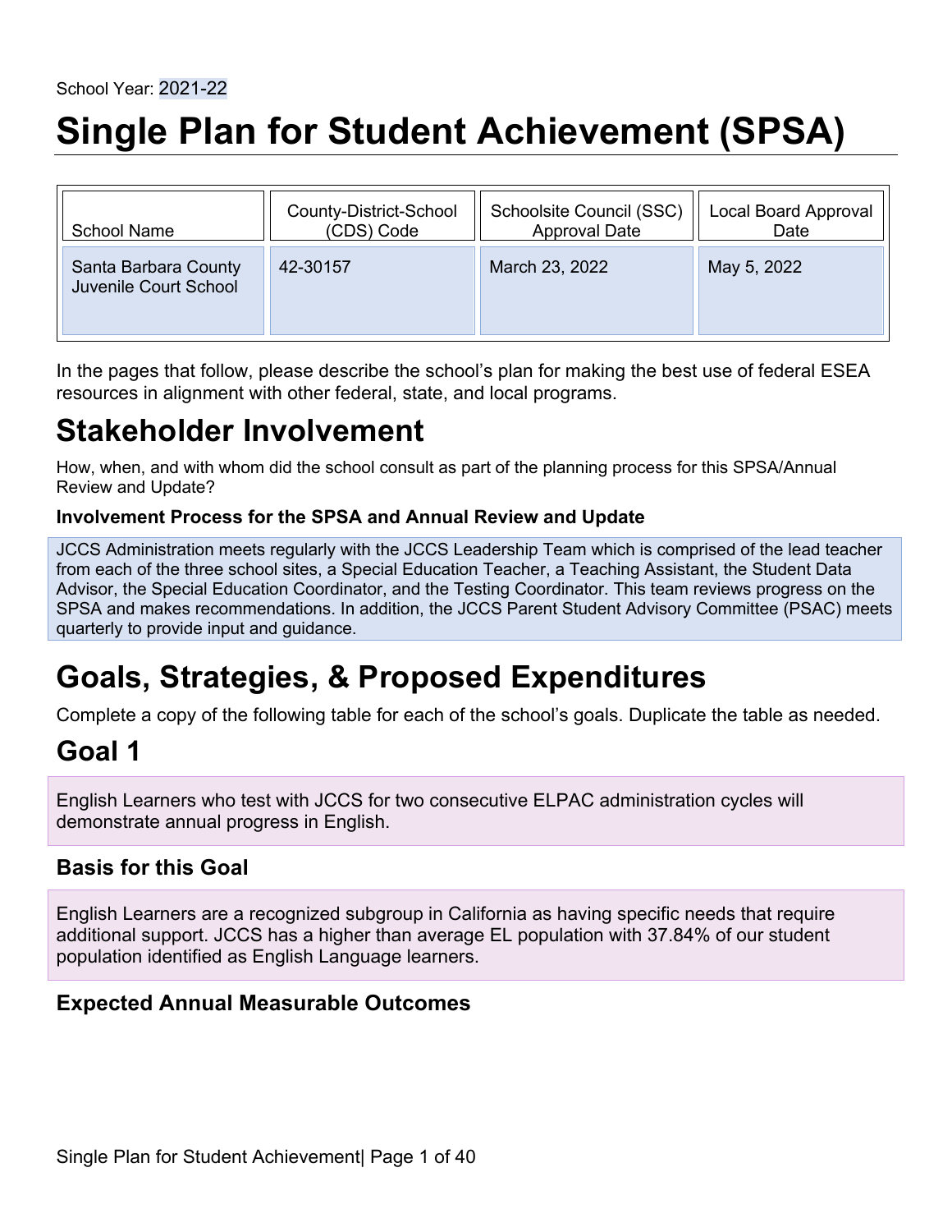School Year: 2021-22

# Single Plan for Student Achievement (SPSA)

| School Name | County-District-School (CDS) Code | Schoolsite Council (SSC) Approval Date | Local Board Approval Date |
|---|---|---|---|
| Santa Barbara County Juvenile Court School | 42-30157 | March 23, 2022 | May 5, 2022 |

In the pages that follow, please describe the school's plan for making the best use of federal ESEA resources in alignment with other federal, state, and local programs.

# Stakeholder Involvement

How, when, and with whom did the school consult as part of the planning process for this SPSA/Annual Review and Update?

### Involvement Process for the SPSA and Annual Review and Update

JCCS Administration meets regularly with the JCCS Leadership Team which is comprised of the lead teacher from each of the three school sites, a Special Education Teacher, a Teaching Assistant, the Student Data Advisor, the Special Education Coordinator, and the Testing Coordinator. This team reviews progress on the SPSA and makes recommendations. In addition, the JCCS Parent Student Advisory Committee (PSAC) meets quarterly to provide input and guidance.

# Goals, Strategies, & Proposed Expenditures

Complete a copy of the following table for each of the school's goals. Duplicate the table as needed.

# Goal 1

English Learners who test with JCCS for two consecutive ELPAC administration cycles will demonstrate annual progress in English.

## Basis for this Goal

English Learners are a recognized subgroup in California as having specific needs that require additional support. JCCS has a higher than average EL population with 37.84% of our student population identified as English Language learners.

### Expected Annual Measurable Outcomes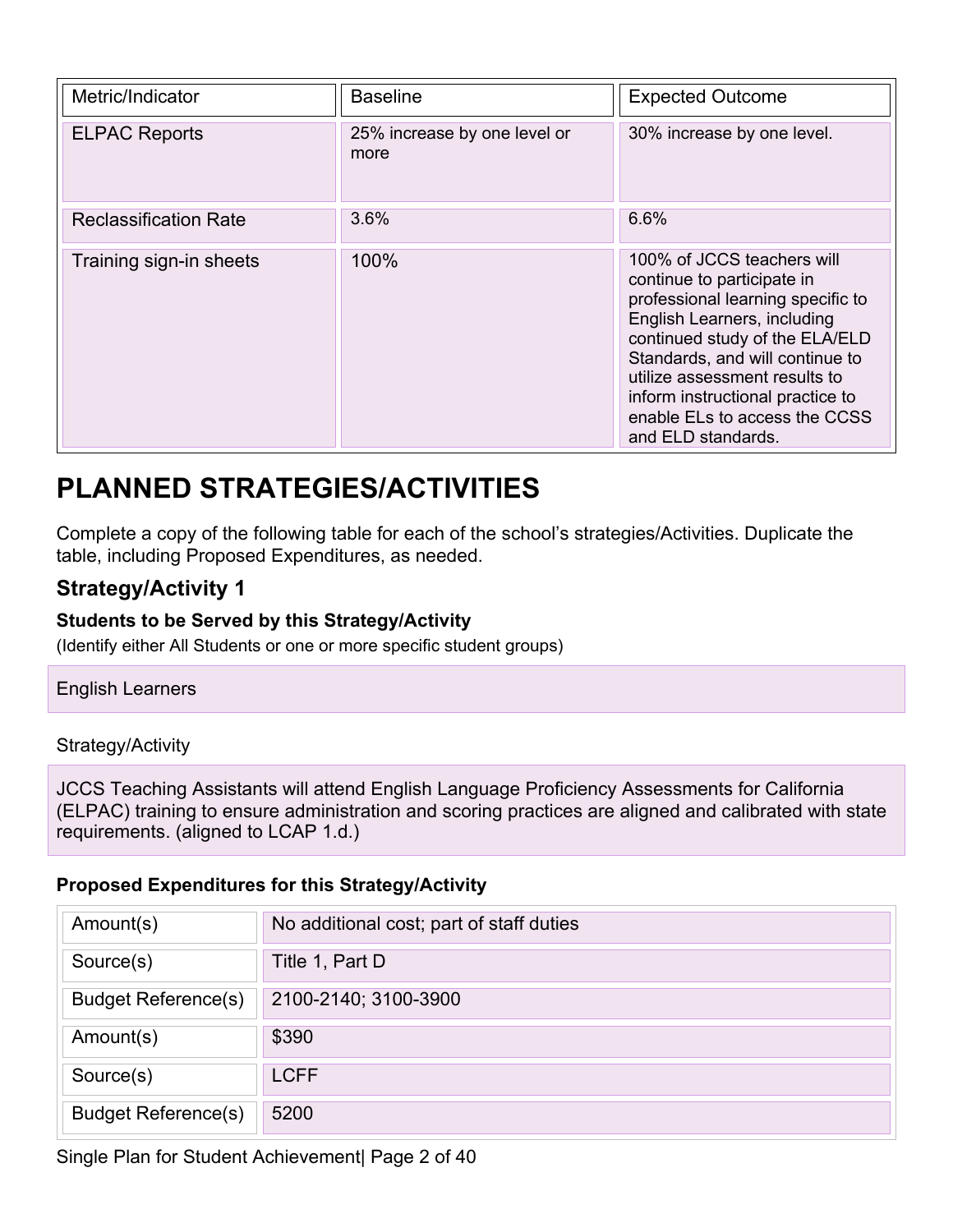| Metric/Indicator | Baseline | Expected Outcome |
|---|---|---|
| ELPAC Reports | 25% increase by one level or more | 30% increase by one level. |
| Reclassification Rate | 3.6% | 6.6% |
| Training sign-in sheets | 100% | 100% of JCCS teachers will continue to participate in professional learning specific to English Learners, including continued study of the ELA/ELD Standards, and will continue to utilize assessment results to inform instructional practice to enable ELs to access the CCSS and ELD standards. |

# PLANNED STRATEGIES/ACTIVITIES

Complete a copy of the following table for each of the school's strategies/Activities. Duplicate the table, including Proposed Expenditures, as needed.

## Strategy/Activity 1

### Students to be Served by this Strategy/Activity

(Identify either All Students or one or more specific student groups)

English Learners

Strategy/Activity

JCCS Teaching Assistants will attend English Language Proficiency Assessments for California (ELPAC) training to ensure administration and scoring practices are aligned and calibrated with state requirements. (aligned to LCAP 1.d.)

### Proposed Expenditures for this Strategy/Activity

| | |
|---|---|
| Amount(s) | No additional cost; part of staff duties |
| Source(s) | Title 1, Part D |
| Budget Reference(s) | 2100-2140; 3100-3900 |
| Amount(s) | $390 |
| Source(s) | LCFF |
| Budget Reference(s) | 5200 |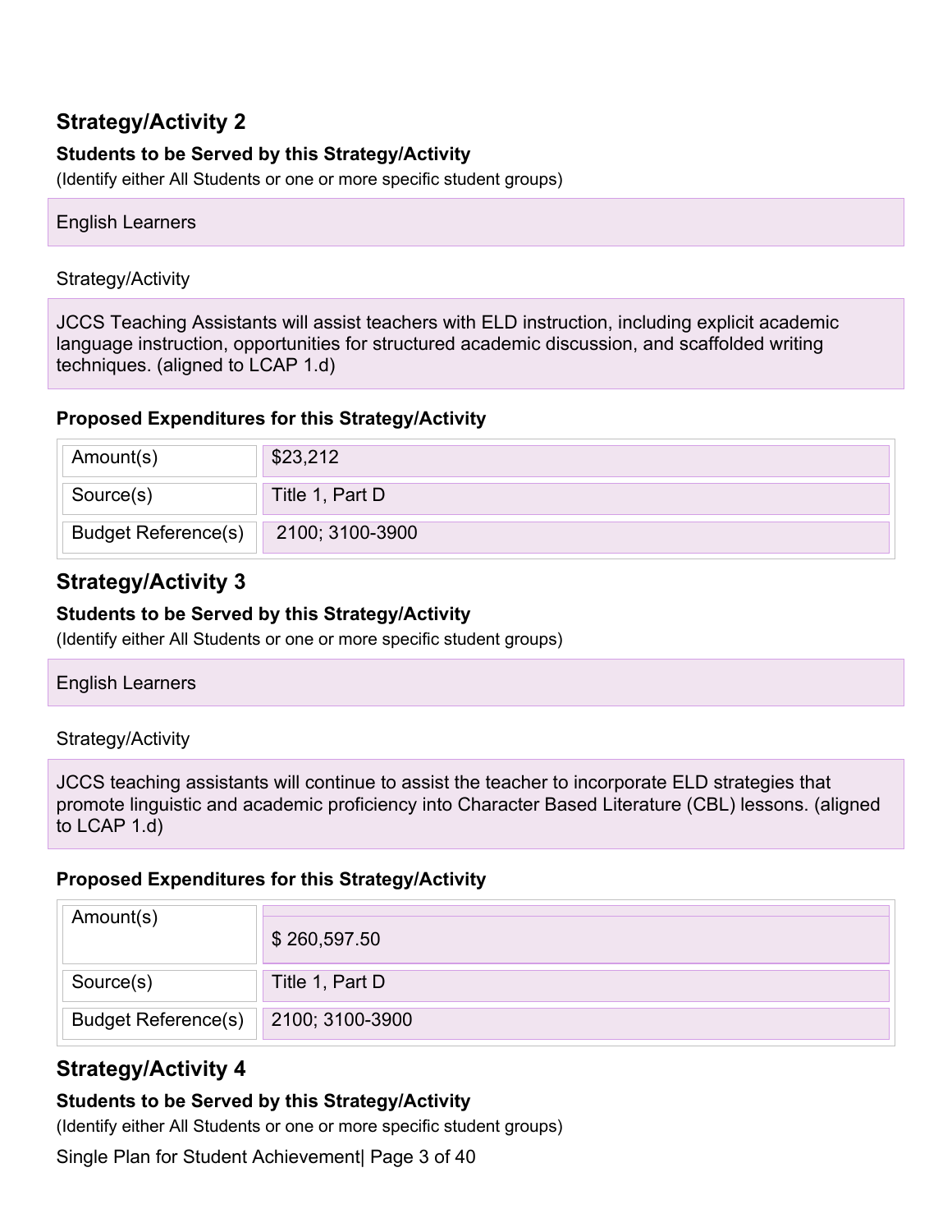## Strategy/Activity 2

**Students to be Served by this Strategy/Activity**

(Identify either All Students or one or more specific student groups)

English Learners

Strategy/Activity

JCCS Teaching Assistants will assist teachers with ELD instruction, including explicit academic language instruction, opportunities for structured academic discussion, and scaffolded writing techniques. (aligned to LCAP 1.d)

**Proposed Expenditures for this Strategy/Activity**

| Amount(s) | $23,212 |
| --- | --- |
| Source(s) | Title 1, Part D |
| Budget Reference(s) | 2100; 3100-3900 |

## Strategy/Activity 3

**Students to be Served by this Strategy/Activity**

(Identify either All Students or one or more specific student groups)

English Learners

Strategy/Activity

JCCS teaching assistants will continue to assist the teacher to incorporate ELD strategies that promote linguistic and academic proficiency into Character Based Literature (CBL) lessons. (aligned to LCAP 1.d)

**Proposed Expenditures for this Strategy/Activity**

| Amount(s) | $ 260,597.50 |
| --- | --- |
| Source(s) | Title 1, Part D |
| Budget Reference(s) | 2100; 3100-3900 |

## Strategy/Activity 4

**Students to be Served by this Strategy/Activity**

(Identify either All Students or one or more specific student groups)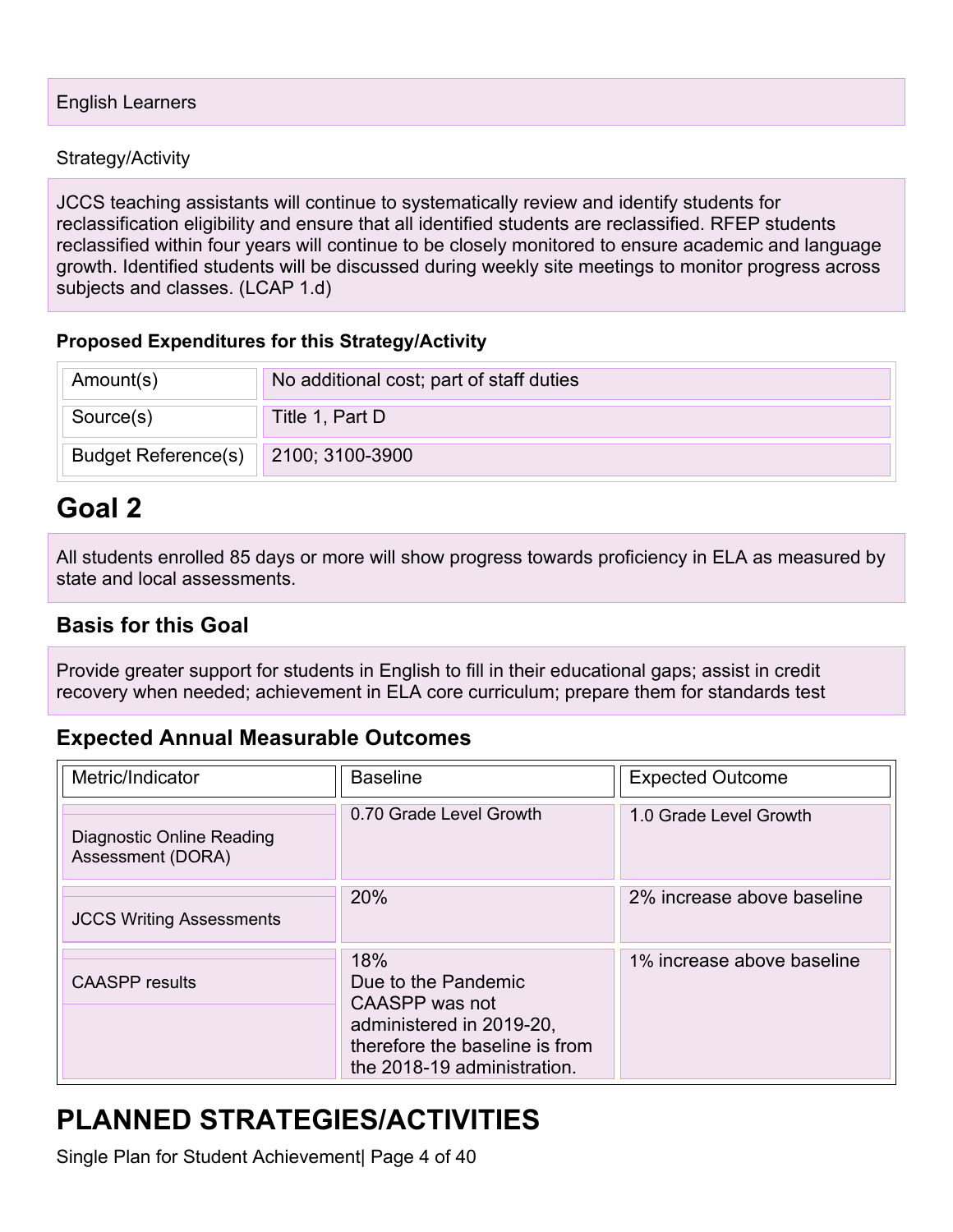English Learners

Strategy/Activity

JCCS teaching assistants will continue to systematically review and identify students for reclassification eligibility and ensure that all identified students are reclassified. RFEP students reclassified within four years will continue to be closely monitored to ensure academic and language growth. Identified students will be discussed during weekly site meetings to monitor progress across subjects and classes. (LCAP 1.d)

### Proposed Expenditures for this Strategy/Activity

| | |
|---|---|
| Amount(s) | No additional cost; part of staff duties |
| Source(s) | Title 1, Part D |
| Budget Reference(s) | 2100; 3100-3900 |

# Goal 2

All students enrolled 85 days or more will show progress towards proficiency in ELA as measured by state and local assessments.

## Basis for this Goal

Provide greater support for students in English to fill in their educational gaps; assist in credit recovery when needed; achievement in ELA core curriculum; prepare them for standards test

## Expected Annual Measurable Outcomes

| Metric/Indicator | Baseline | Expected Outcome |
|---|---|---|
| Diagnostic Online Reading Assessment (DORA) | 0.70 Grade Level Growth | 1.0 Grade Level Growth |
| JCCS Writing Assessments | 20% | 2% increase above baseline |
| CAASPP results | 18% Due to the Pandemic CAASPP was not administered in 2019-20, therefore the baseline is from the 2018-19 administration. | 1% increase above baseline |

# PLANNED STRATEGIES/ACTIVITIES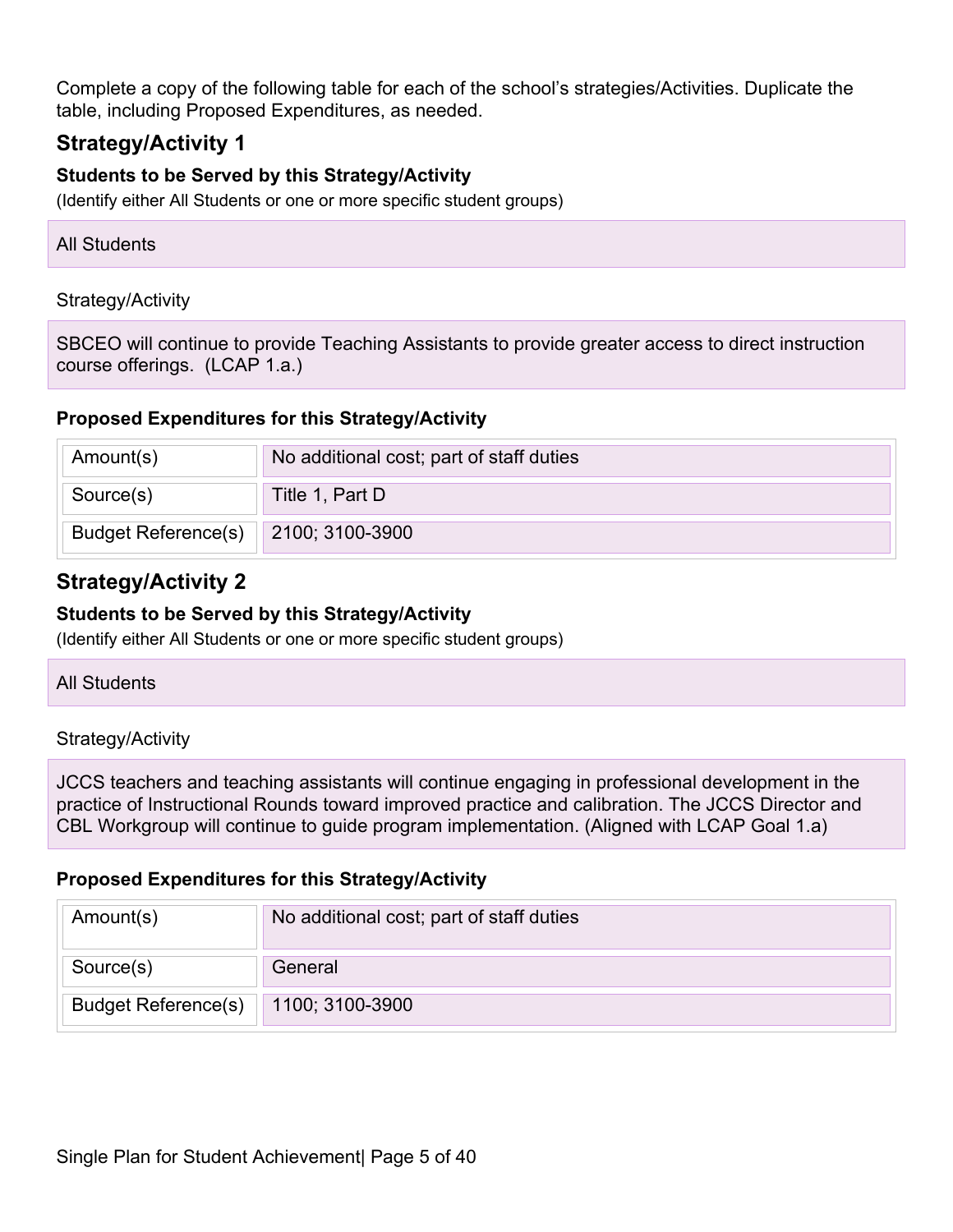Complete a copy of the following table for each of the school's strategies/Activities. Duplicate the table, including Proposed Expenditures, as needed.

## Strategy/Activity 1

### Students to be Served by this Strategy/Activity

(Identify either All Students or one or more specific student groups)

All Students

Strategy/Activity

SBCEO will continue to provide Teaching Assistants to provide greater access to direct instruction course offerings. (LCAP 1.a.)

### Proposed Expenditures for this Strategy/Activity

| | |
|---|---|
| Amount(s) | No additional cost; part of staff duties |
| Source(s) | Title 1, Part D |
| Budget Reference(s) | 2100; 3100-3900 |

## Strategy/Activity 2

### Students to be Served by this Strategy/Activity

(Identify either All Students or one or more specific student groups)

All Students

Strategy/Activity

JCCS teachers and teaching assistants will continue engaging in professional development in the practice of Instructional Rounds toward improved practice and calibration. The JCCS Director and CBL Workgroup will continue to guide program implementation. (Aligned with LCAP Goal 1.a)

### Proposed Expenditures for this Strategy/Activity

| | |
|---|---|
| Amount(s) | No additional cost; part of staff duties |
| Source(s) | General |
| Budget Reference(s) | 1100; 3100-3900 |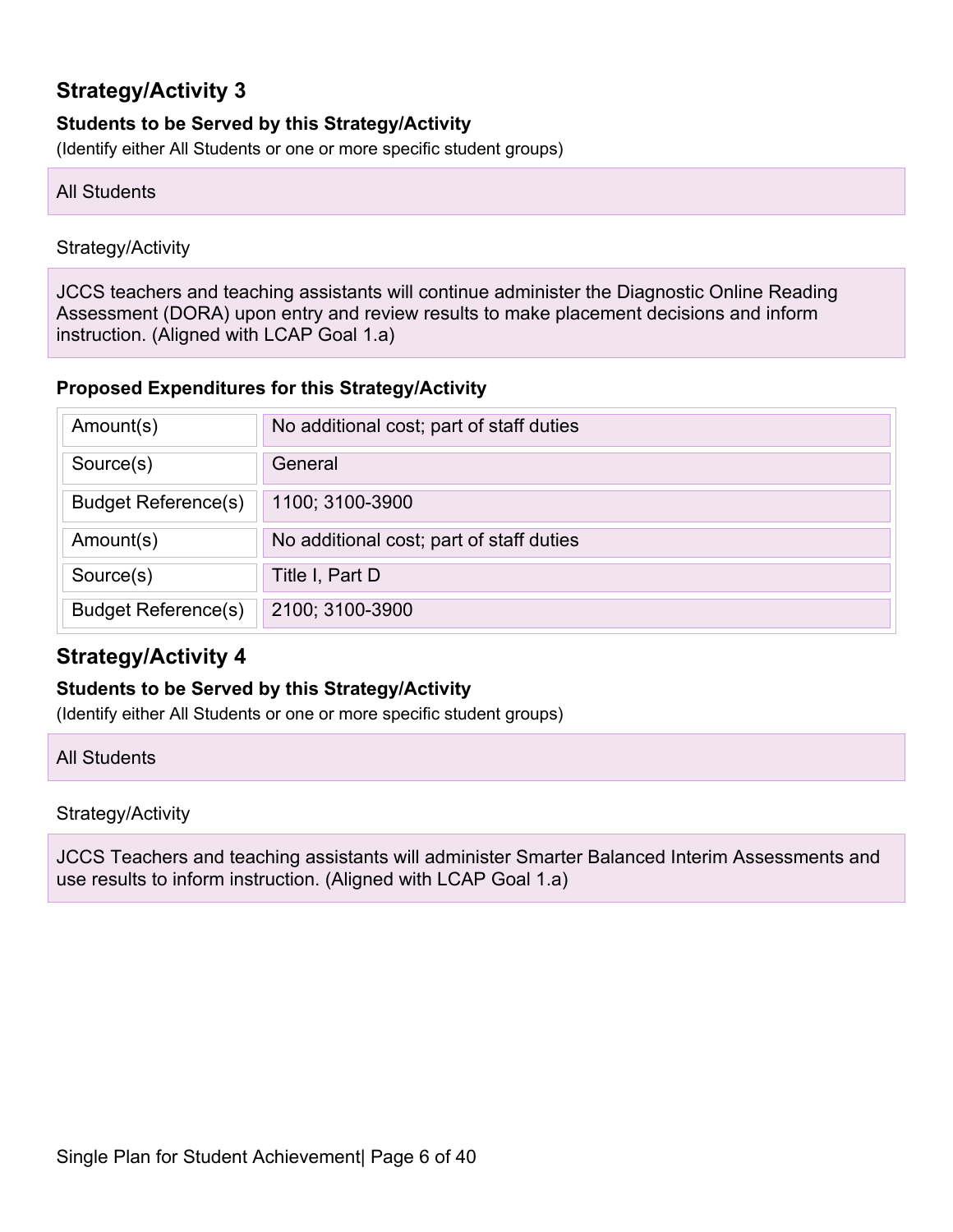## Strategy/Activity 3

**Students to be Served by this Strategy/Activity**

(Identify either All Students or one or more specific student groups)

All Students

Strategy/Activity

JCCS teachers and teaching assistants will continue administer the Diagnostic Online Reading Assessment (DORA) upon entry and review results to make placement decisions and inform instruction. (Aligned with LCAP Goal 1.a)

**Proposed Expenditures for this Strategy/Activity**

| | |
|---|---|
| Amount(s) | No additional cost; part of staff duties |
| Source(s) | General |
| Budget Reference(s) | 1100; 3100-3900 |
| Amount(s) | No additional cost; part of staff duties |
| Source(s) | Title I, Part D |
| Budget Reference(s) | 2100; 3100-3900 |

## Strategy/Activity 4

**Students to be Served by this Strategy/Activity**

(Identify either All Students or one or more specific student groups)

All Students

Strategy/Activity

JCCS Teachers and teaching assistants will administer Smarter Balanced Interim Assessments and use results to inform instruction. (Aligned with LCAP Goal 1.a)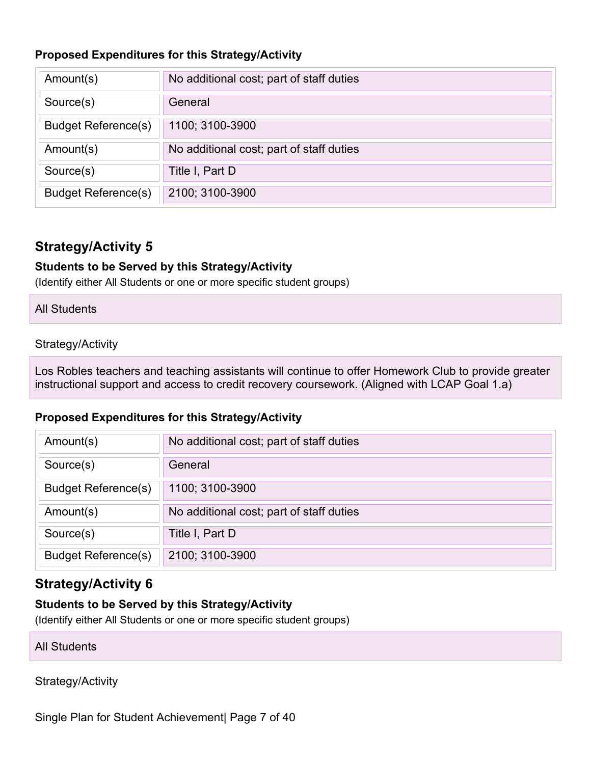### Proposed Expenditures for this Strategy/Activity

| | |
|---|---|
| Amount(s) | No additional cost; part of staff duties |
| Source(s) | General |
| Budget Reference(s) | 1100; 3100-3900 |
| Amount(s) | No additional cost; part of staff duties |
| Source(s) | Title I, Part D |
| Budget Reference(s) | 2100; 3100-3900 |

## Strategy/Activity 5

### Students to be Served by this Strategy/Activity

(Identify either All Students or one or more specific student groups)

All Students

Strategy/Activity

Los Robles teachers and teaching assistants will continue to offer Homework Club to provide greater instructional support and access to credit recovery coursework. (Aligned with LCAP Goal 1.a)

### Proposed Expenditures for this Strategy/Activity

| | |
|---|---|
| Amount(s) | No additional cost; part of staff duties |
| Source(s) | General |
| Budget Reference(s) | 1100; 3100-3900 |
| Amount(s) | No additional cost; part of staff duties |
| Source(s) | Title I, Part D |
| Budget Reference(s) | 2100; 3100-3900 |

## Strategy/Activity 6

### Students to be Served by this Strategy/Activity

(Identify either All Students or one or more specific student groups)

All Students

Strategy/Activity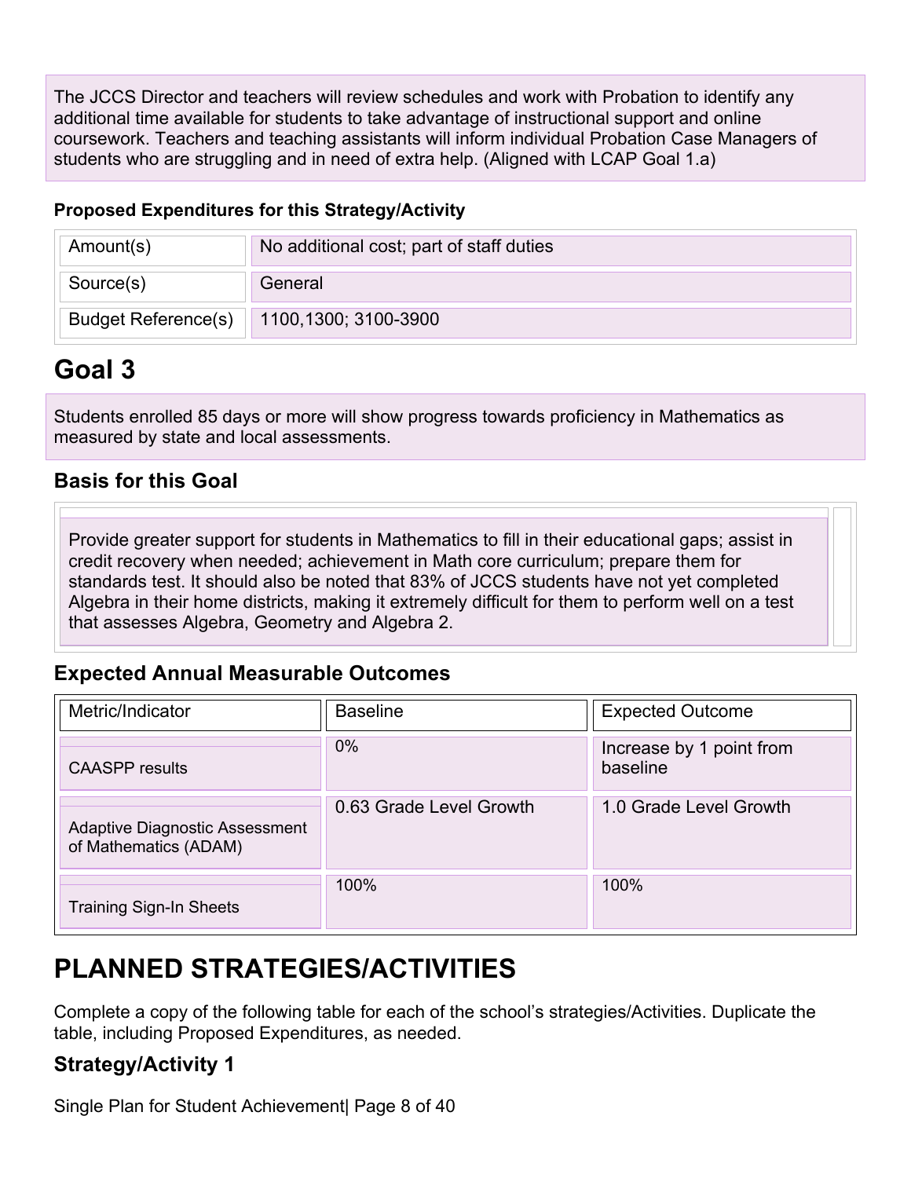The JCCS Director and teachers will review schedules and work with Probation to identify any additional time available for students to take advantage of instructional support and online coursework. Teachers and teaching assistants will inform individual Probation Case Managers of students who are struggling and in need of extra help. (Aligned with LCAP Goal 1.a)

**Proposed Expenditures for this Strategy/Activity**

| Amount(s) | No additional cost; part of staff duties |
|---|---|
| Source(s) | General |
| Budget Reference(s) | 1100,1300; 3100-3900 |

# Goal 3

Students enrolled 85 days or more will show progress towards proficiency in Mathematics as measured by state and local assessments.

## Basis for this Goal

Provide greater support for students in Mathematics to fill in their educational gaps; assist in credit recovery when needed; achievement in Math core curriculum; prepare them for standards test. It should also be noted that 83% of JCCS students have not yet completed Algebra in their home districts, making it extremely difficult for them to perform well on a test that assesses Algebra, Geometry and Algebra 2.

## Expected Annual Measurable Outcomes

| Metric/Indicator | Baseline | Expected Outcome |
|---|---|---|
| CAASPP results | 0% | Increase by 1 point from baseline |
| Adaptive Diagnostic Assessment of Mathematics (ADAM) | 0.63 Grade Level Growth | 1.0 Grade Level Growth |
| Training Sign-In Sheets | 100% | 100% |

# PLANNED STRATEGIES/ACTIVITIES

Complete a copy of the following table for each of the school's strategies/Activities. Duplicate the table, including Proposed Expenditures, as needed.

## Strategy/Activity 1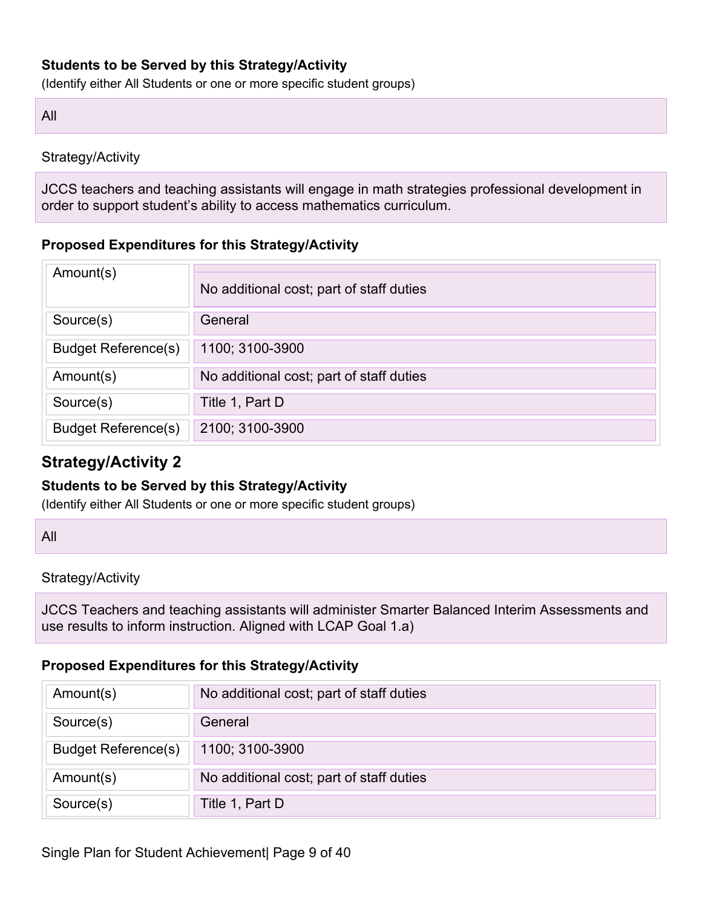**Students to be Served by this Strategy/Activity**

(Identify either All Students or one or more specific student groups)

All

Strategy/Activity

JCCS teachers and teaching assistants will engage in math strategies professional development in order to support student's ability to access mathematics curriculum.

**Proposed Expenditures for this Strategy/Activity**

| | |
|---|---|
| Amount(s) | No additional cost; part of staff duties |
| Source(s) | General |
| Budget Reference(s) | 1100; 3100-3900 |
| Amount(s) | No additional cost; part of staff duties |
| Source(s) | Title 1, Part D |
| Budget Reference(s) | 2100; 3100-3900 |

## Strategy/Activity 2

**Students to be Served by this Strategy/Activity**

(Identify either All Students or one or more specific student groups)

All

Strategy/Activity

JCCS Teachers and teaching assistants will administer Smarter Balanced Interim Assessments and use results to inform instruction. Aligned with LCAP Goal 1.a)

**Proposed Expenditures for this Strategy/Activity**

| | |
|---|---|
| Amount(s) | No additional cost; part of staff duties |
| Source(s) | General |
| Budget Reference(s) | 1100; 3100-3900 |
| Amount(s) | No additional cost; part of staff duties |
| Source(s) | Title 1, Part D |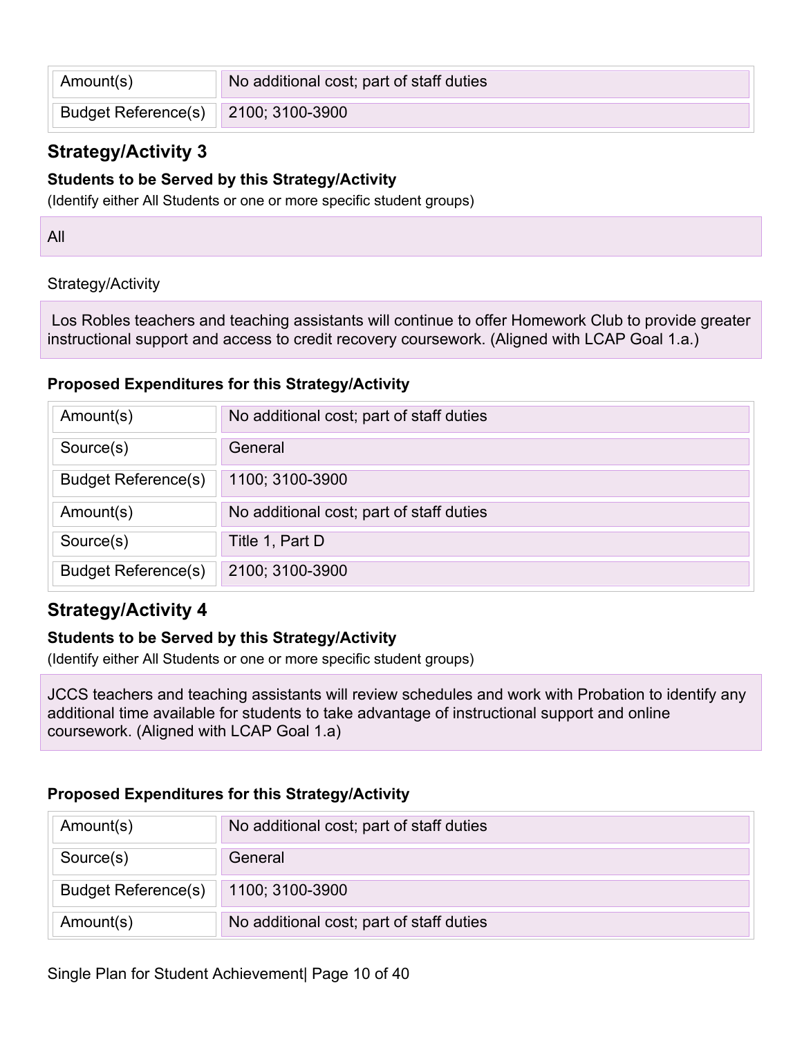| Amount(s) | No additional cost; part of staff duties |
|---|---|
| Budget Reference(s) | 2100; 3100-3900 |

## Strategy/Activity 3

### Students to be Served by this Strategy/Activity

(Identify either All Students or one or more specific student groups)

All

Strategy/Activity

Los Robles teachers and teaching assistants will continue to offer Homework Club to provide greater instructional support and access to credit recovery coursework. (Aligned with LCAP Goal 1.a.)

### Proposed Expenditures for this Strategy/Activity

| Amount(s) | No additional cost; part of staff duties |
|---|---|
| Source(s) | General |
| Budget Reference(s) | 1100; 3100-3900 |
| Amount(s) | No additional cost; part of staff duties |
| Source(s) | Title 1, Part D |
| Budget Reference(s) | 2100; 3100-3900 |

## Strategy/Activity 4

### Students to be Served by this Strategy/Activity

(Identify either All Students or one or more specific student groups)

JCCS teachers and teaching assistants will review schedules and work with Probation to identify any additional time available for students to take advantage of instructional support and online coursework. (Aligned with LCAP Goal 1.a)

### Proposed Expenditures for this Strategy/Activity

| Amount(s) | No additional cost; part of staff duties |
|---|---|
| Source(s) | General |
| Budget Reference(s) | 1100; 3100-3900 |
| Amount(s) | No additional cost; part of staff duties |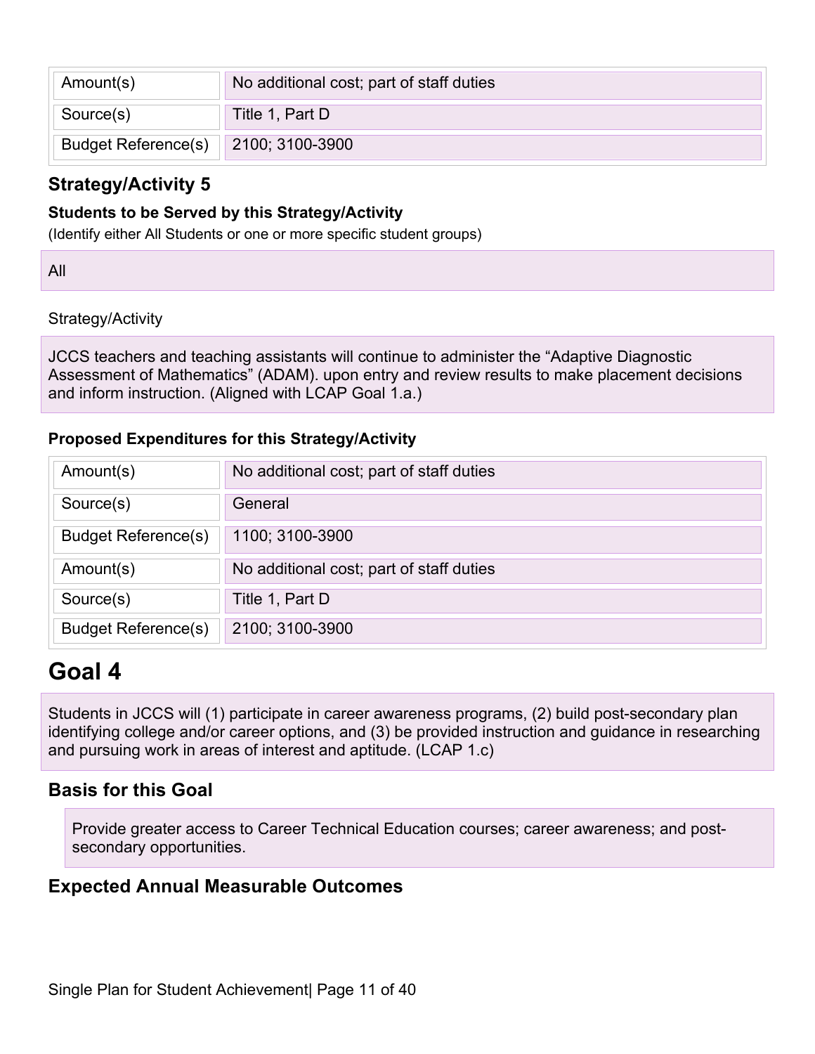| Amount(s) | No additional cost; part of staff duties |
|---|---|
| Source(s) | Title 1, Part D |
| Budget Reference(s) | 2100; 3100-3900 |

### Strategy/Activity 5

**Students to be Served by this Strategy/Activity**

(Identify either All Students or one or more specific student groups)

All

Strategy/Activity

JCCS teachers and teaching assistants will continue to administer the “Adaptive Diagnostic Assessment of Mathematics” (ADAM). upon entry and review results to make placement decisions and inform instruction. (Aligned with LCAP Goal 1.a.)

**Proposed Expenditures for this Strategy/Activity**

| Amount(s) | No additional cost; part of staff duties |
|---|---|
| Source(s) | General |
| Budget Reference(s) | 1100; 3100-3900 |
| Amount(s) | No additional cost; part of staff duties |
| Source(s) | Title 1, Part D |
| Budget Reference(s) | 2100; 3100-3900 |

# Goal 4

Students in JCCS will (1) participate in career awareness programs, (2) build post-secondary plan identifying college and/or career options, and (3) be provided instruction and guidance in researching and pursuing work in areas of interest and aptitude. (LCAP 1.c)

## Basis for this Goal

Provide greater access to Career Technical Education courses; career awareness; and post-secondary opportunities.

## Expected Annual Measurable Outcomes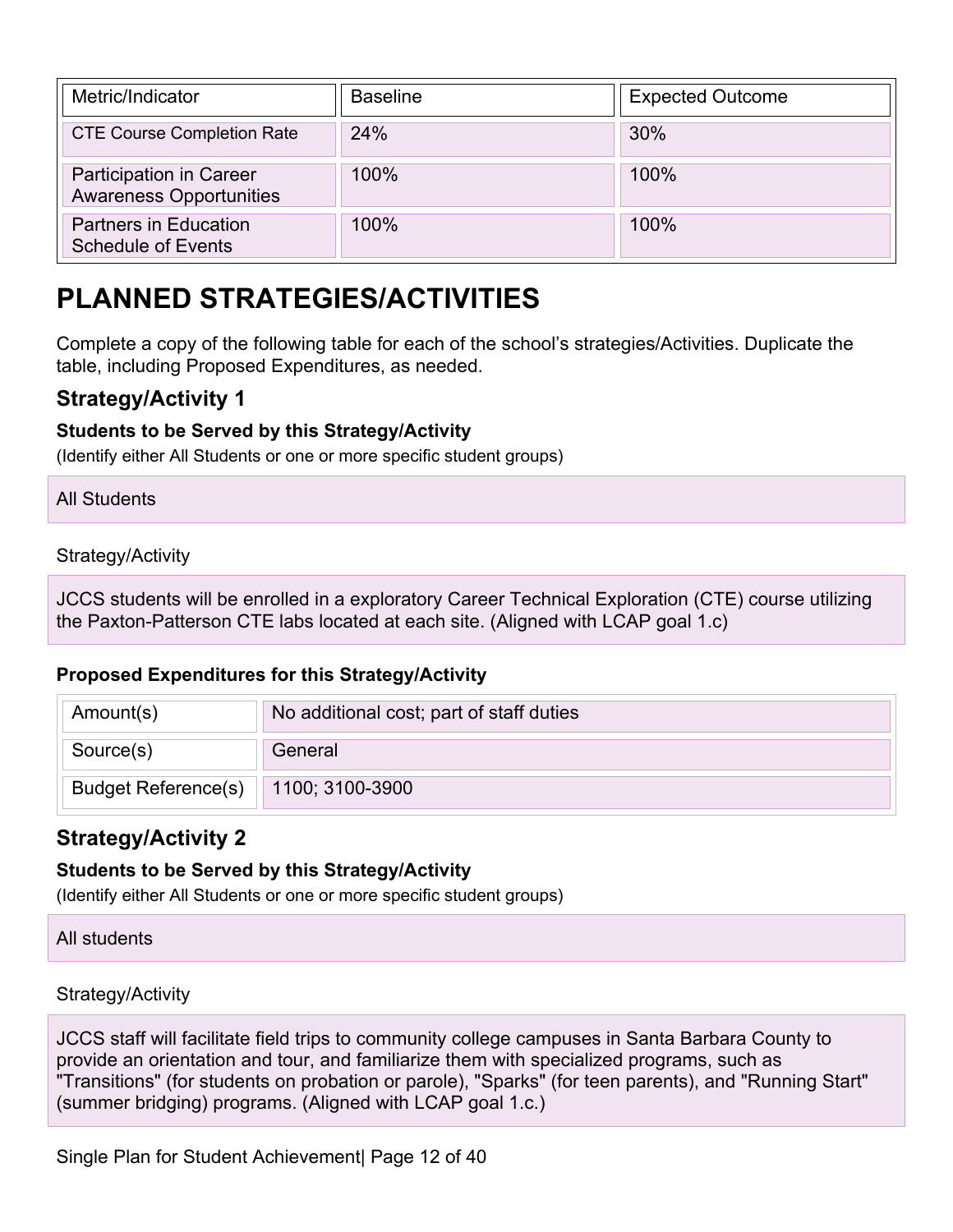| Metric/Indicator | Baseline | Expected Outcome |
| --- | --- | --- |
| CTE Course Completion Rate | 24% | 30% |
| Participation in Career Awareness Opportunities | 100% | 100% |
| Partners in Education Schedule of Events | 100% | 100% |

# PLANNED STRATEGIES/ACTIVITIES

Complete a copy of the following table for each of the school's strategies/Activities. Duplicate the table, including Proposed Expenditures, as needed.

## Strategy/Activity 1

### Students to be Served by this Strategy/Activity

(Identify either All Students or one or more specific student groups)

All Students

Strategy/Activity

JCCS students will be enrolled in a exploratory Career Technical Exploration (CTE) course utilizing the Paxton-Patterson CTE labs located at each site. (Aligned with LCAP goal 1.c)

### Proposed Expenditures for this Strategy/Activity

| Amount(s) | No additional cost; part of staff duties |
| --- | --- |
| Source(s) | General |
| Budget Reference(s) | 1100; 3100-3900 |

## Strategy/Activity 2

### Students to be Served by this Strategy/Activity

(Identify either All Students or one or more specific student groups)

All students

Strategy/Activity

JCCS staff will facilitate field trips to community college campuses in Santa Barbara County to provide an orientation and tour, and familiarize them with specialized programs, such as "Transitions" (for students on probation or parole), "Sparks" (for teen parents), and "Running Start" (summer bridging) programs. (Aligned with LCAP goal 1.c.)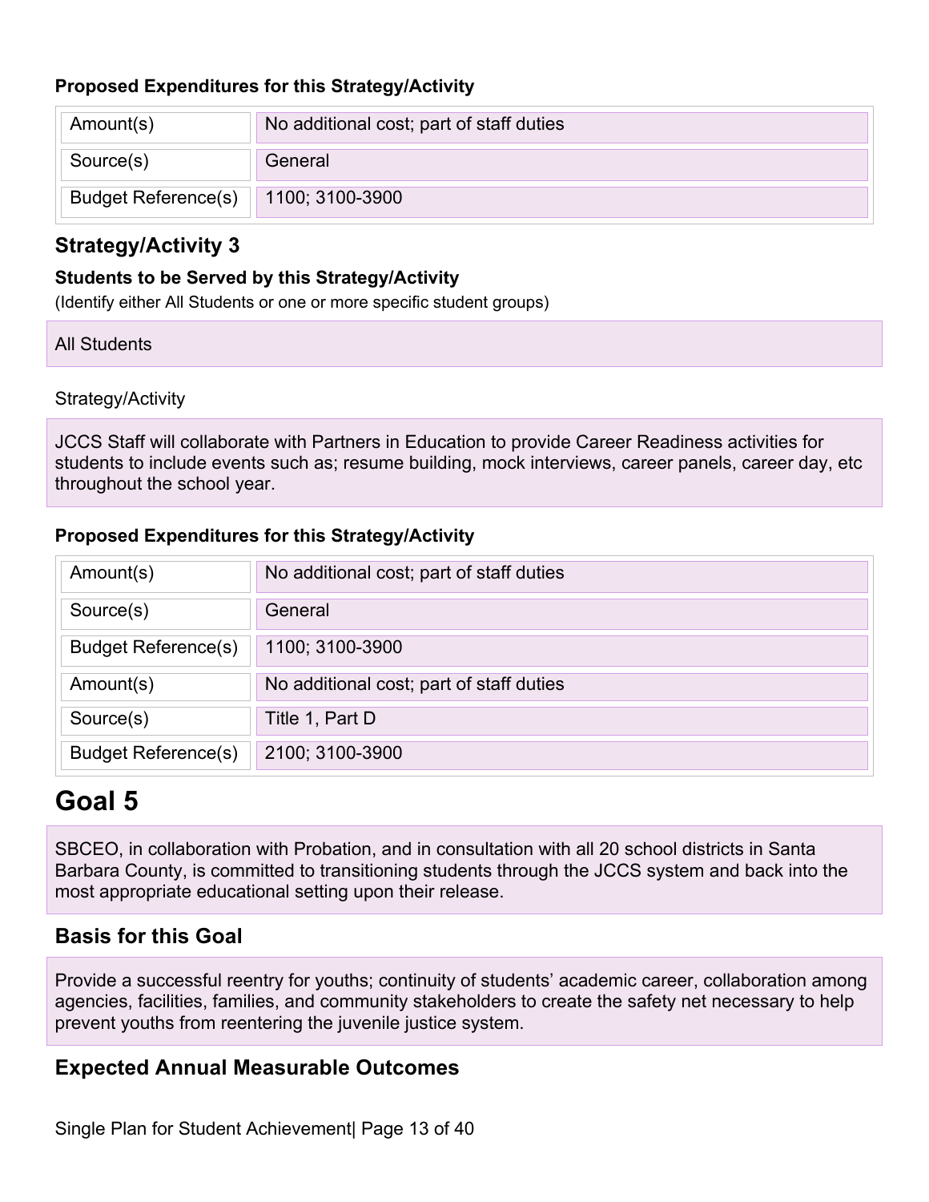#### Proposed Expenditures for this Strategy/Activity

| | |
|---|---|
| Amount(s) | No additional cost; part of staff duties |
| Source(s) | General |
| Budget Reference(s) | 1100; 3100-3900 |

### Strategy/Activity 3

#### Students to be Served by this Strategy/Activity

(Identify either All Students or one or more specific student groups)

All Students

Strategy/Activity

JCCS Staff will collaborate with Partners in Education to provide Career Readiness activities for students to include events such as; resume building, mock interviews, career panels, career day, etc throughout the school year.

#### Proposed Expenditures for this Strategy/Activity

| | |
|---|---|
| Amount(s) | No additional cost; part of staff duties |
| Source(s) | General |
| Budget Reference(s) | 1100; 3100-3900 |
| Amount(s) | No additional cost; part of staff duties |
| Source(s) | Title 1, Part D |
| Budget Reference(s) | 2100; 3100-3900 |

# Goal 5

SBCEO, in collaboration with Probation, and in consultation with all 20 school districts in Santa Barbara County, is committed to transitioning students through the JCCS system and back into the most appropriate educational setting upon their release.

### Basis for this Goal

Provide a successful reentry for youths; continuity of students' academic career, collaboration among agencies, facilities, families, and community stakeholders to create the safety net necessary to help prevent youths from reentering the juvenile justice system.

### Expected Annual Measurable Outcomes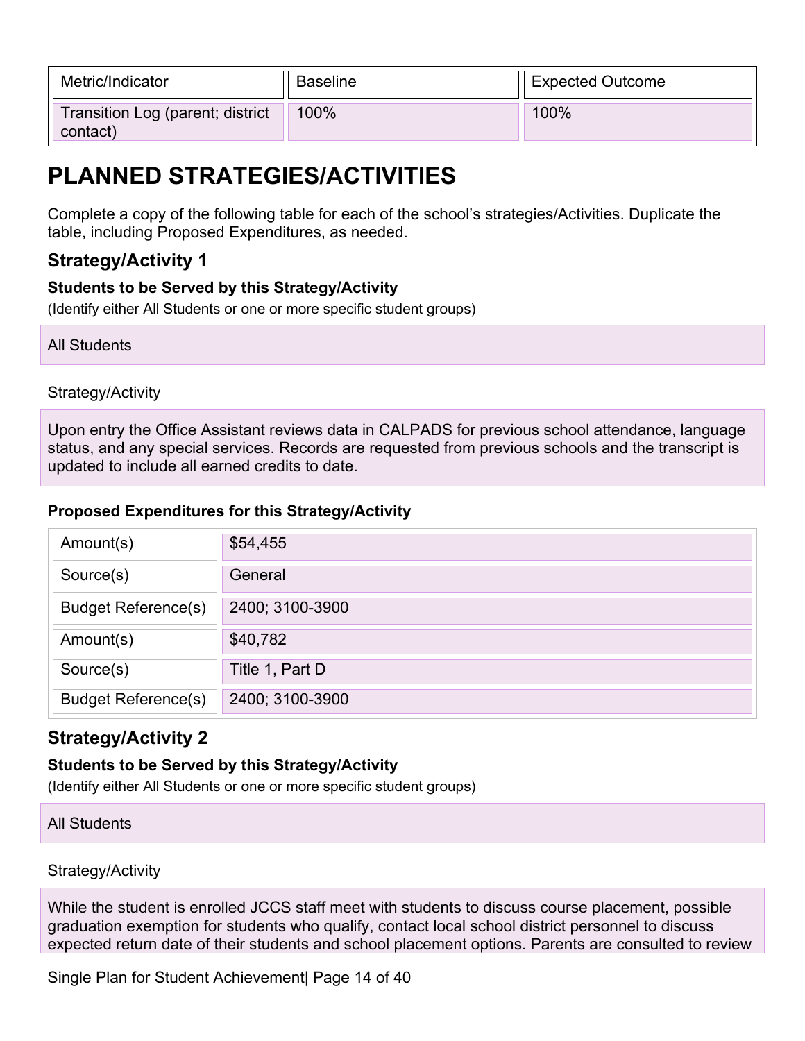| Metric/Indicator | Baseline | Expected Outcome |
| --- | --- | --- |
| Transition Log (parent; district contact) | 100% | 100% |

# PLANNED STRATEGIES/ACTIVITIES

Complete a copy of the following table for each of the school's strategies/Activities. Duplicate the table, including Proposed Expenditures, as needed.

## Strategy/Activity 1

### Students to be Served by this Strategy/Activity

(Identify either All Students or one or more specific student groups)

All Students

Strategy/Activity

Upon entry the Office Assistant reviews data in CALPADS for previous school attendance, language status, and any special services. Records are requested from previous schools and the transcript is updated to include all earned credits to date.

### Proposed Expenditures for this Strategy/Activity

| | |
| --- | --- |
| Amount(s) | $54,455 |
| Source(s) | General |
| Budget Reference(s) | 2400; 3100-3900 |
| Amount(s) | $40,782 |
| Source(s) | Title 1, Part D |
| Budget Reference(s) | 2400; 3100-3900 |

## Strategy/Activity 2

### Students to be Served by this Strategy/Activity

(Identify either All Students or one or more specific student groups)

All Students

Strategy/Activity

While the student is enrolled JCCS staff meet with students to discuss course placement, possible graduation exemption for students who qualify, contact local school district personnel to discuss expected return date of their students and school placement options. Parents are consulted to review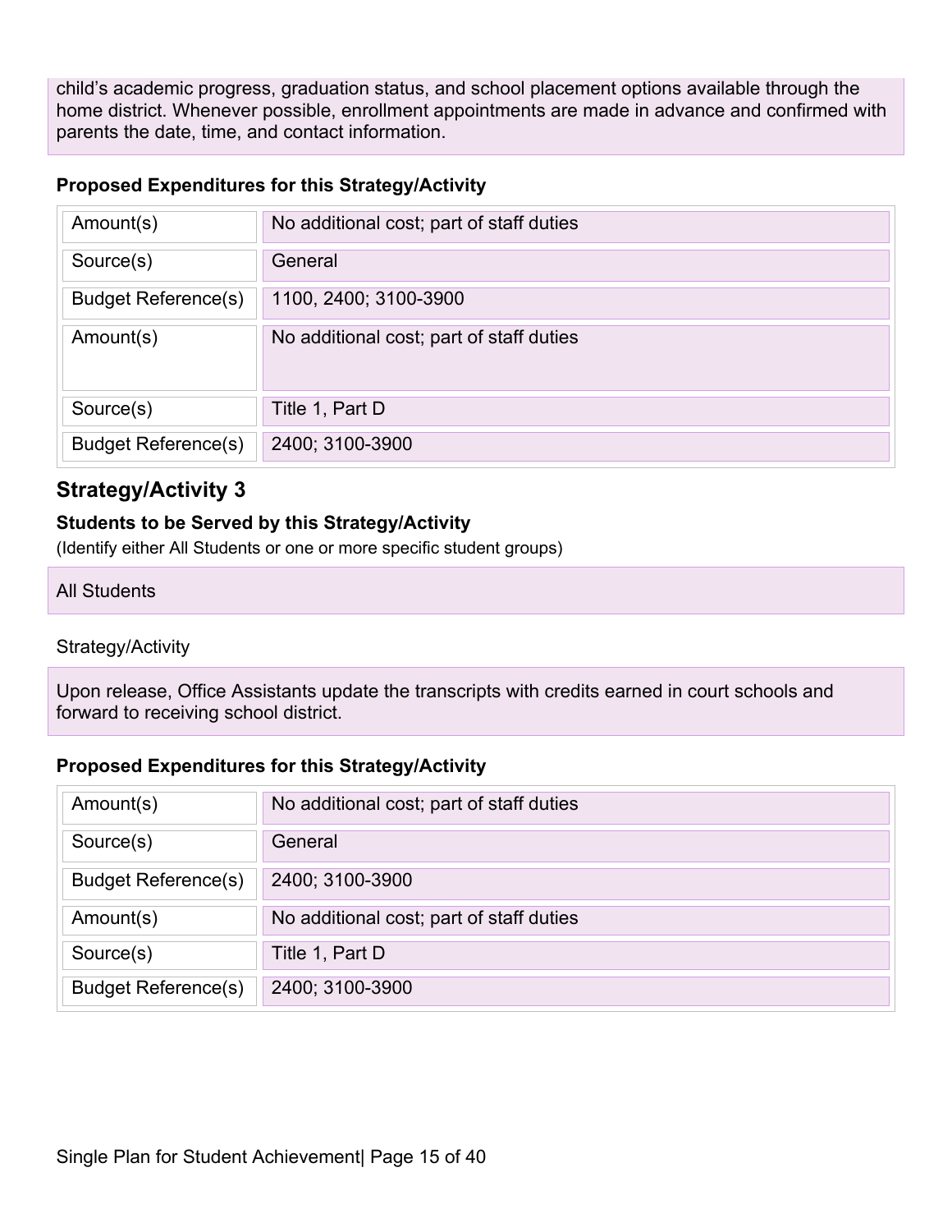child's academic progress, graduation status, and school placement options available through the home district. Whenever possible, enrollment appointments are made in advance and confirmed with parents the date, time, and contact information.

**Proposed Expenditures for this Strategy/Activity**

| | |
|---|---|
| Amount(s) | No additional cost; part of staff duties |
| Source(s) | General |
| Budget Reference(s) | 1100, 2400; 3100-3900 |
| Amount(s) | No additional cost; part of staff duties |
| Source(s) | Title 1, Part D |
| Budget Reference(s) | 2400; 3100-3900 |

## Strategy/Activity 3

**Students to be Served by this Strategy/Activity**

(Identify either All Students or one or more specific student groups)

All Students

Strategy/Activity

Upon release, Office Assistants update the transcripts with credits earned in court schools and forward to receiving school district.

**Proposed Expenditures for this Strategy/Activity**

| | |
|---|---|
| Amount(s) | No additional cost; part of staff duties |
| Source(s) | General |
| Budget Reference(s) | 2400; 3100-3900 |
| Amount(s) | No additional cost; part of staff duties |
| Source(s) | Title 1, Part D |
| Budget Reference(s) | 2400; 3100-3900 |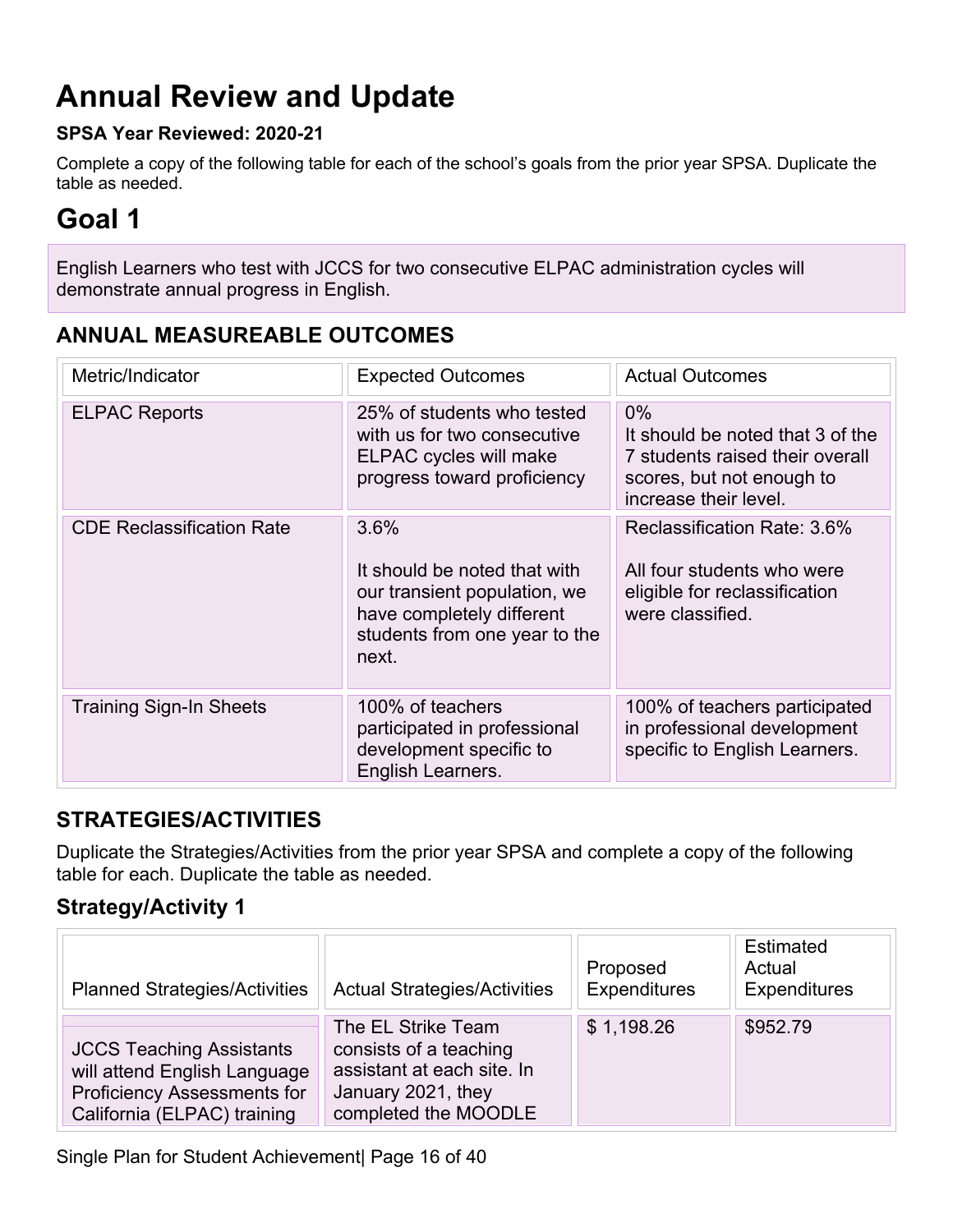# Annual Review and Update

**SPSA Year Reviewed: 2020-21**

Complete a copy of the following table for each of the school's goals from the prior year SPSA. Duplicate the table as needed.

# Goal 1

English Learners who test with JCCS for two consecutive ELPAC administration cycles will demonstrate annual progress in English.

## ANNUAL MEASUREABLE OUTCOMES

| Metric/Indicator | Expected Outcomes | Actual Outcomes |
|---|---|---|
| ELPAC Reports | 25% of students who tested with us for two consecutive ELPAC cycles will make progress toward proficiency | 0%<br>It should be noted that 3 of the 7 students raised their overall scores, but not enough to increase their level. |
| CDE Reclassification Rate | 3.6%<br><br>It should be noted that with our transient population, we have completely different students from one year to the next. | Reclassification Rate: 3.6%<br><br>All four students who were eligible for reclassification were classified. |
| Training Sign-In Sheets | 100% of teachers participated in professional development specific to English Learners. | 100% of teachers participated in professional development specific to English Learners. |

## STRATEGIES/ACTIVITIES

Duplicate the Strategies/Activities from the prior year SPSA and complete a copy of the following table for each. Duplicate the table as needed.

### Strategy/Activity 1

| Planned Strategies/Activities | Actual Strategies/Activities | Proposed Expenditures | Estimated Actual Expenditures |
|---|---|---|---|
| JCCS Teaching Assistants will attend English Language Proficiency Assessments for California (ELPAC) training | The EL Strike Team consists of a teaching assistant at each site. In January 2021, they completed the MOODLE | $ 1,198.26 | $952.79 |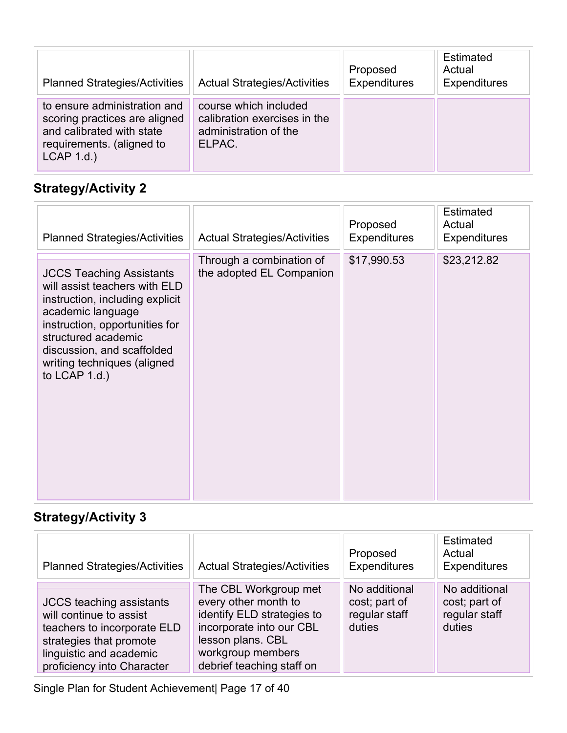| Planned Strategies/Activities | Actual Strategies/Activities | Proposed Expenditures | Estimated Actual Expenditures |
|---|---|---|---|
| to ensure administration and scoring practices are aligned and calibrated with state requirements. (aligned to LCAP 1.d.) | course which included calibration exercises in the administration of the ELPAC. | | |

### Strategy/Activity 2

| Planned Strategies/Activities | Actual Strategies/Activities | Proposed Expenditures | Estimated Actual Expenditures |
|---|---|---|---|
| JCCS Teaching Assistants will assist teachers with ELD instruction, including explicit academic language instruction, opportunities for structured academic discussion, and scaffolded writing techniques (aligned to LCAP 1.d.) | Through a combination of the adopted EL Companion | $17,990.53 | $23,212.82 |

### Strategy/Activity 3

| Planned Strategies/Activities | Actual Strategies/Activities | Proposed Expenditures | Estimated Actual Expenditures |
|---|---|---|---|
| JCCS teaching assistants will continue to assist teachers to incorporate ELD strategies that promote linguistic and academic proficiency into Character | The CBL Workgroup met every other month to identify ELD strategies to incorporate into our CBL lesson plans. CBL workgroup members debrief teaching staff on | No additional cost; part of regular staff duties | No additional cost; part of regular staff duties |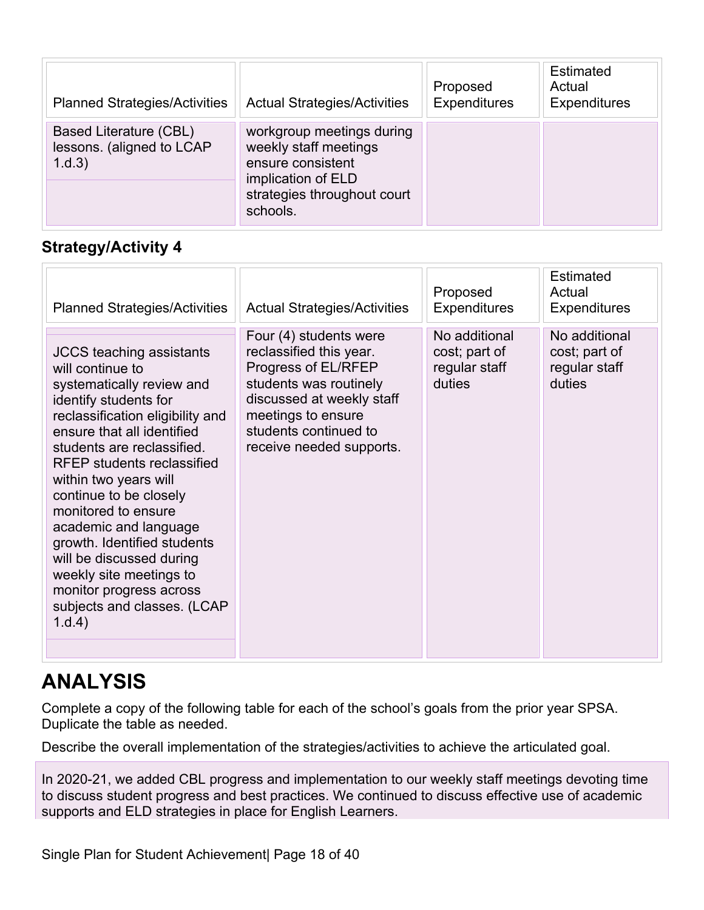| Planned Strategies/Activities | Actual Strategies/Activities | Proposed Expenditures | Estimated Actual Expenditures |
|---|---|---|---|
| Based Literature (CBL) lessons. (aligned to LCAP 1.d.3) | workgroup meetings during weekly staff meetings ensure consistent implication of ELD strategies throughout court schools. | | |

### Strategy/Activity 4

| Planned Strategies/Activities | Actual Strategies/Activities | Proposed Expenditures | Estimated Actual Expenditures |
|---|---|---|---|
| JCCS teaching assistants will continue to systematically review and identify students for reclassification eligibility and ensure that all identified students are reclassified. RFEP students reclassified within two years will continue to be closely monitored to ensure academic and language growth. Identified students will be discussed during weekly site meetings to monitor progress across subjects and classes. (LCAP 1.d.4) | Four (4) students were reclassified this year. Progress of EL/RFEP students was routinely discussed at weekly staff meetings to ensure students continued to receive needed supports. | No additional cost; part of regular staff duties | No additional cost; part of regular staff duties |

# ANALYSIS

Complete a copy of the following table for each of the school's goals from the prior year SPSA. Duplicate the table as needed.

Describe the overall implementation of the strategies/activities to achieve the articulated goal.

In 2020-21, we added CBL progress and implementation to our weekly staff meetings devoting time to discuss student progress and best practices. We continued to discuss effective use of academic supports and ELD strategies in place for English Learners.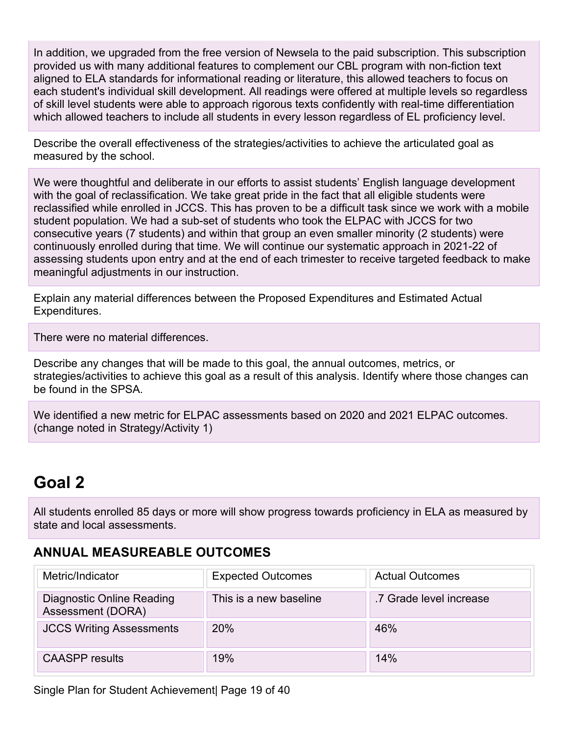In addition, we upgraded from the free version of Newsela to the paid subscription. This subscription provided us with many additional features to complement our CBL program with non-fiction text aligned to ELA standards for informational reading or literature, this allowed teachers to focus on each student's individual skill development. All readings were offered at multiple levels so regardless of skill level students were able to approach rigorous texts confidently with real-time differentiation which allowed teachers to include all students in every lesson regardless of EL proficiency level.

Describe the overall effectiveness of the strategies/activities to achieve the articulated goal as measured by the school.

We were thoughtful and deliberate in our efforts to assist students' English language development with the goal of reclassification. We take great pride in the fact that all eligible students were reclassified while enrolled in JCCS. This has proven to be a difficult task since we work with a mobile student population. We had a sub-set of students who took the ELPAC with JCCS for two consecutive years (7 students) and within that group an even smaller minority (2 students) were continuously enrolled during that time. We will continue our systematic approach in 2021-22 of assessing students upon entry and at the end of each trimester to receive targeted feedback to make meaningful adjustments in our instruction.

Explain any material differences between the Proposed Expenditures and Estimated Actual Expenditures.

There were no material differences.

Describe any changes that will be made to this goal, the annual outcomes, metrics, or strategies/activities to achieve this goal as a result of this analysis. Identify where those changes can be found in the SPSA.

We identified a new metric for ELPAC assessments based on 2020 and 2021 ELPAC outcomes. (change noted in Strategy/Activity 1)

# Goal 2

All students enrolled 85 days or more will show progress towards proficiency in ELA as measured by state and local assessments.

## ANNUAL MEASUREABLE OUTCOMES

| Metric/Indicator | Expected Outcomes | Actual Outcomes |
| --- | --- | --- |
| Diagnostic Online Reading Assessment (DORA) | This is a new baseline | .7 Grade level increase |
| JCCS Writing Assessments | 20% | 46% |
| CAASPP results | 19% | 14% |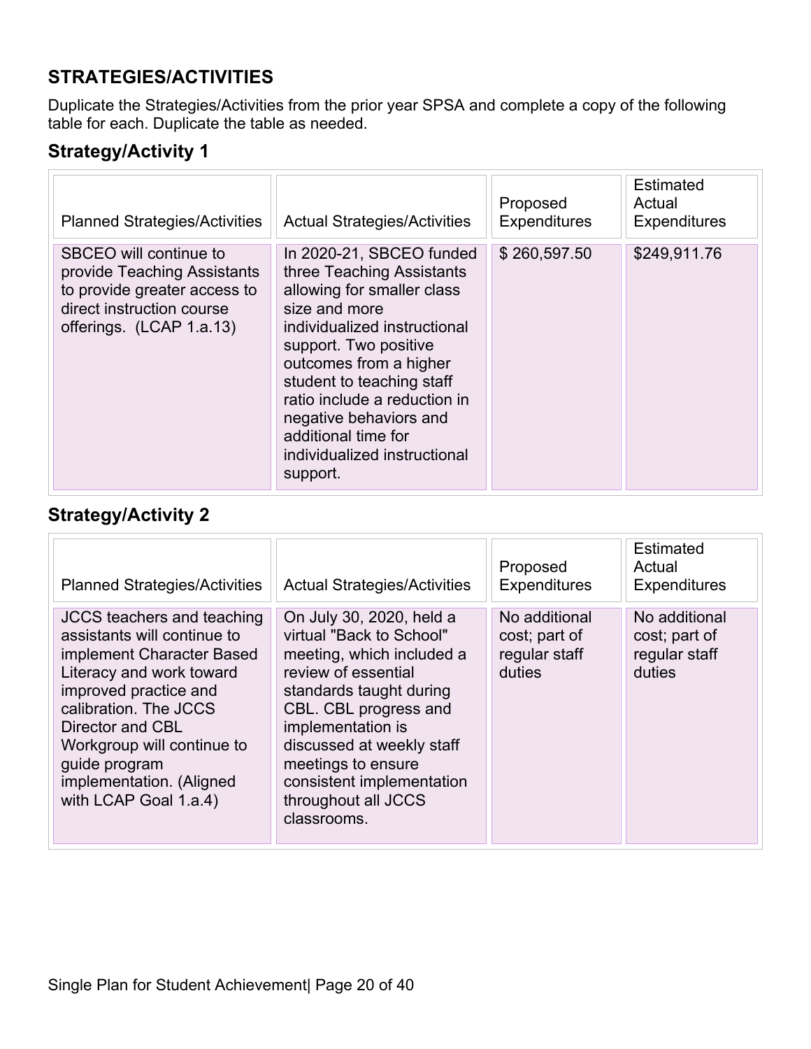## STRATEGIES/ACTIVITIES

Duplicate the Strategies/Activities from the prior year SPSA and complete a copy of the following table for each. Duplicate the table as needed.

### Strategy/Activity 1

| Planned Strategies/Activities | Actual Strategies/Activities | Proposed Expenditures | Estimated Actual Expenditures |
|---|---|---|---|
| SBCEO will continue to provide Teaching Assistants to provide greater access to direct instruction course offerings. (LCAP 1.a.13) | In 2020-21, SBCEO funded three Teaching Assistants allowing for smaller class size and more individualized instructional support. Two positive outcomes from a higher student to teaching staff ratio include a reduction in negative behaviors and additional time for individualized instructional support. | $ 260,597.50 | $249,911.76 |

### Strategy/Activity 2

| Planned Strategies/Activities | Actual Strategies/Activities | Proposed Expenditures | Estimated Actual Expenditures |
|---|---|---|---|
| JCCS teachers and teaching assistants will continue to implement Character Based Literacy and work toward improved practice and calibration. The JCCS Director and CBL Workgroup will continue to guide program implementation. (Aligned with LCAP Goal 1.a.4) | On July 30, 2020, held a virtual "Back to School" meeting, which included a review of essential standards taught during CBL. CBL progress and implementation is discussed at weekly staff meetings to ensure consistent implementation throughout all JCCS classrooms. | No additional cost; part of regular staff duties | No additional cost; part of regular staff duties |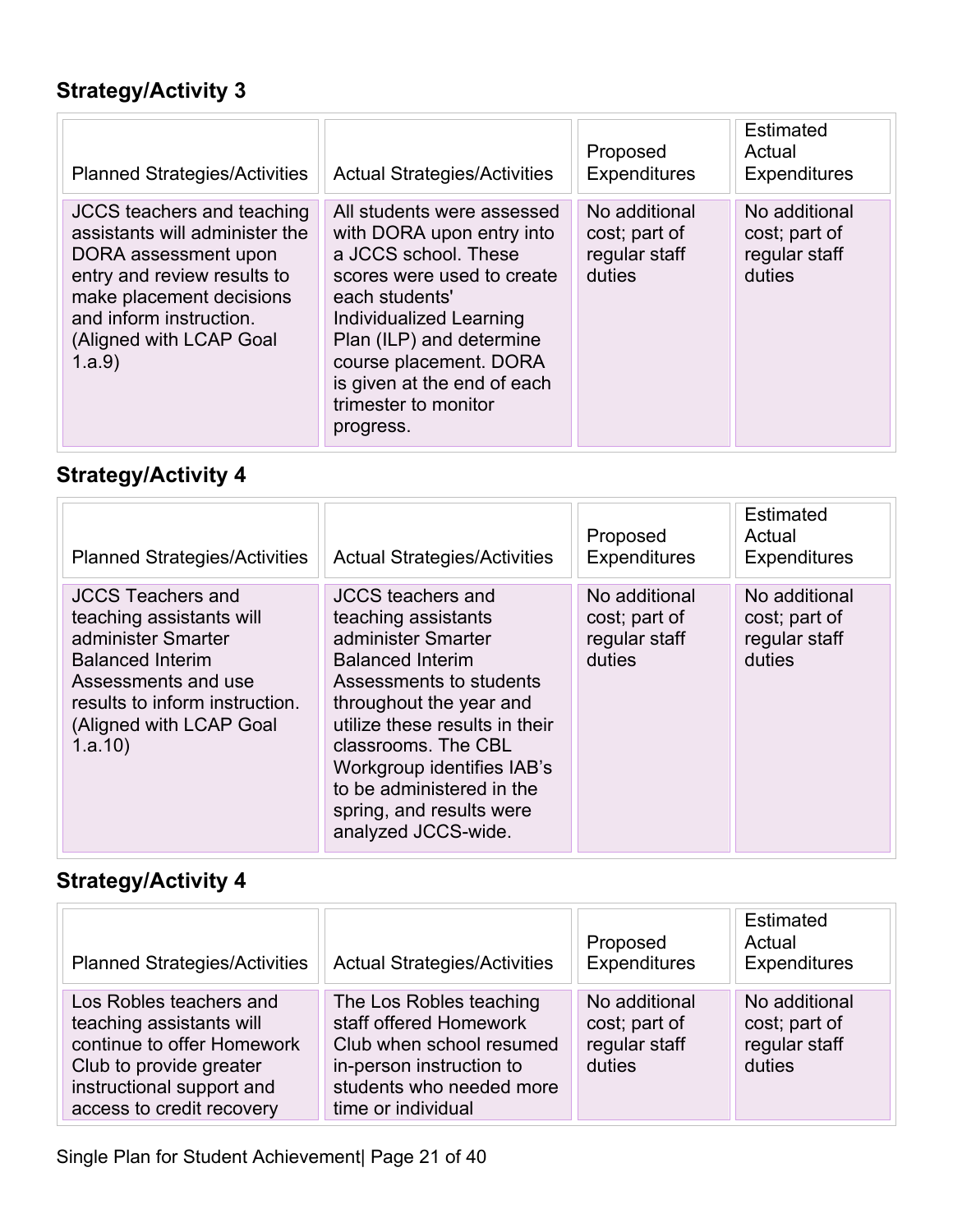### Strategy/Activity 3

| Planned Strategies/Activities | Actual Strategies/Activities | Proposed Expenditures | Estimated Actual Expenditures |
|---|---|---|---|
| JCCS teachers and teaching assistants will administer the DORA assessment upon entry and review results to make placement decisions and inform instruction. (Aligned with LCAP Goal 1.a.9) | All students were assessed with DORA upon entry into a JCCS school. These scores were used to create each students' Individualized Learning Plan (ILP) and determine course placement. DORA is given at the end of each trimester to monitor progress. | No additional cost; part of regular staff duties | No additional cost; part of regular staff duties |

### Strategy/Activity 4

| Planned Strategies/Activities | Actual Strategies/Activities | Proposed Expenditures | Estimated Actual Expenditures |
|---|---|---|---|
| JCCS Teachers and teaching assistants will administer Smarter Balanced Interim Assessments and use results to inform instruction. (Aligned with LCAP Goal 1.a.10) | JCCS teachers and teaching assistants administer Smarter Balanced Interim Assessments to students throughout the year and utilize these results in their classrooms. The CBL Workgroup identifies IAB's to be administered in the spring, and results were analyzed JCCS-wide. | No additional cost; part of regular staff duties | No additional cost; part of regular staff duties |

### Strategy/Activity 4

| Planned Strategies/Activities | Actual Strategies/Activities | Proposed Expenditures | Estimated Actual Expenditures |
|---|---|---|---|
| Los Robles teachers and teaching assistants will continue to offer Homework Club to provide greater instructional support and access to credit recovery | The Los Robles teaching staff offered Homework Club when school resumed in-person instruction to students who needed more time or individual | No additional cost; part of regular staff duties | No additional cost; part of regular staff duties |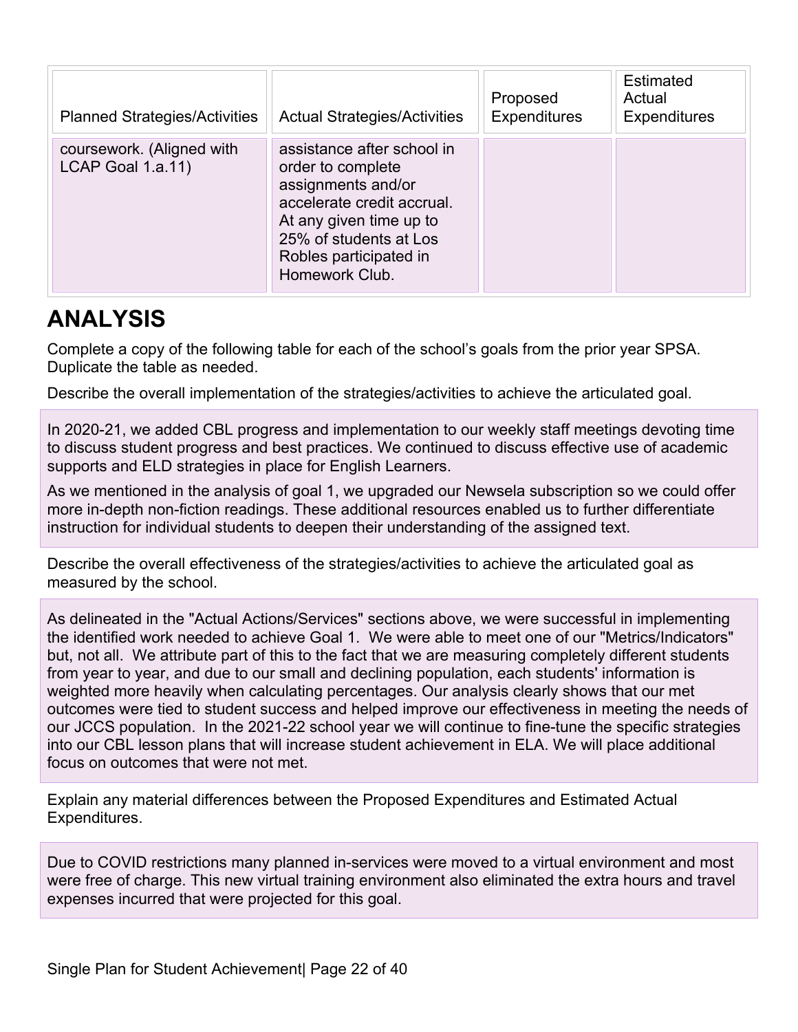| Planned Strategies/Activities | Actual Strategies/Activities | Proposed Expenditures | Estimated Actual Expenditures |
|---|---|---|---|
| coursework. (Aligned with LCAP Goal 1.a.11) | assistance after school in order to complete assignments and/or accelerate credit accrual. At any given time up to 25% of students at Los Robles participated in Homework Club. | | |

# ANALYSIS

Complete a copy of the following table for each of the school's goals from the prior year SPSA. Duplicate the table as needed.

Describe the overall implementation of the strategies/activities to achieve the articulated goal.

In 2020-21, we added CBL progress and implementation to our weekly staff meetings devoting time to discuss student progress and best practices. We continued to discuss effective use of academic supports and ELD strategies in place for English Learners.

As we mentioned in the analysis of goal 1, we upgraded our Newsela subscription so we could offer more in-depth non-fiction readings. These additional resources enabled us to further differentiate instruction for individual students to deepen their understanding of the assigned text.

Describe the overall effectiveness of the strategies/activities to achieve the articulated goal as measured by the school.

As delineated in the "Actual Actions/Services" sections above, we were successful in implementing the identified work needed to achieve Goal 1. We were able to meet one of our "Metrics/Indicators" but, not all. We attribute part of this to the fact that we are measuring completely different students from year to year, and due to our small and declining population, each students' information is weighted more heavily when calculating percentages. Our analysis clearly shows that our met outcomes were tied to student success and helped improve our effectiveness in meeting the needs of our JCCS population. In the 2021-22 school year we will continue to fine-tune the specific strategies into our CBL lesson plans that will increase student achievement in ELA. We will place additional focus on outcomes that were not met.

Explain any material differences between the Proposed Expenditures and Estimated Actual Expenditures.

Due to COVID restrictions many planned in-services were moved to a virtual environment and most were free of charge. This new virtual training environment also eliminated the extra hours and travel expenses incurred that were projected for this goal.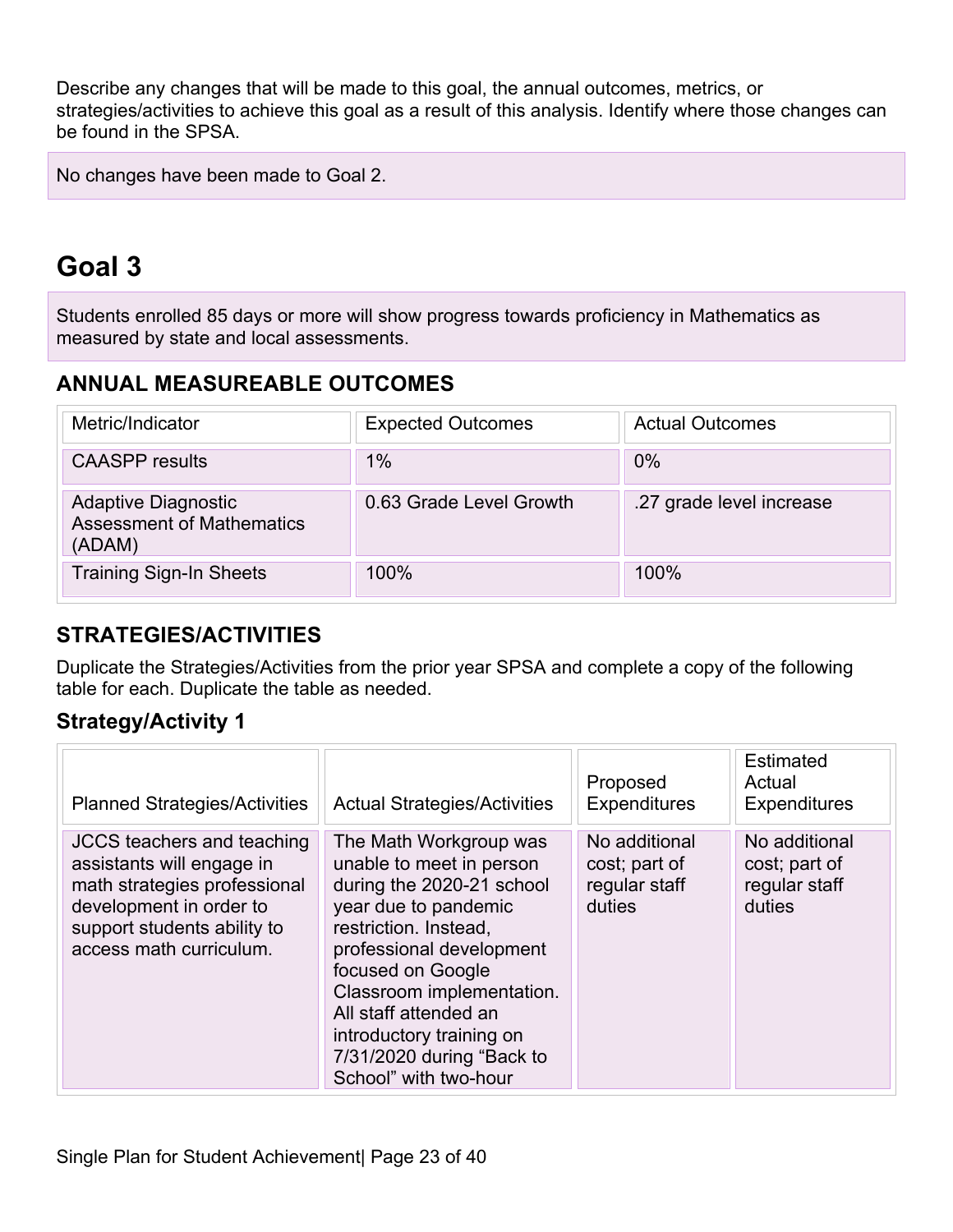Describe any changes that will be made to this goal, the annual outcomes, metrics, or strategies/activities to achieve this goal as a result of this analysis. Identify where those changes can be found in the SPSA.

No changes have been made to Goal 2.

# Goal 3

Students enrolled 85 days or more will show progress towards proficiency in Mathematics as measured by state and local assessments.

## ANNUAL MEASUREABLE OUTCOMES

| Metric/Indicator | Expected Outcomes | Actual Outcomes |
|---|---|---|
| CAASPP results | 1% | 0% |
| Adaptive Diagnostic Assessment of Mathematics (ADAM) | 0.63 Grade Level Growth | .27 grade level increase |
| Training Sign-In Sheets | 100% | 100% |

## STRATEGIES/ACTIVITIES

Duplicate the Strategies/Activities from the prior year SPSA and complete a copy of the following table for each. Duplicate the table as needed.

### Strategy/Activity 1

| Planned Strategies/Activities | Actual Strategies/Activities | Proposed Expenditures | Estimated Actual Expenditures |
|---|---|---|---|
| JCCS teachers and teaching assistants will engage in math strategies professional development in order to support students ability to access math curriculum. | The Math Workgroup was unable to meet in person during the 2020-21 school year due to pandemic restriction. Instead, professional development focused on Google Classroom implementation. All staff attended an introductory training on 7/31/2020 during "Back to School" with two-hour | No additional cost; part of regular staff duties | No additional cost; part of regular staff duties |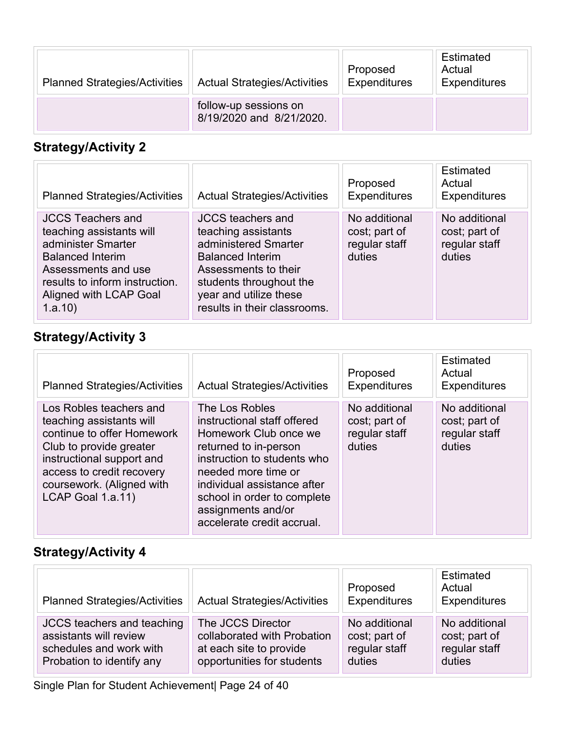| Planned Strategies/Activities | Actual Strategies/Activities | Proposed Expenditures | Estimated Actual Expenditures |
|---|---|---|---|
| | follow-up sessions on 8/19/2020 and 8/21/2020. | | |

### Strategy/Activity 2

| Planned Strategies/Activities | Actual Strategies/Activities | Proposed Expenditures | Estimated Actual Expenditures |
|---|---|---|---|
| JCCS Teachers and teaching assistants will administer Smarter Balanced Interim Assessments and use results to inform instruction. Aligned with LCAP Goal 1.a.10) | JCCS teachers and teaching assistants administered Smarter Balanced Interim Assessments to their students throughout the year and utilize these results in their classrooms. | No additional cost; part of regular staff duties | No additional cost; part of regular staff duties |

### Strategy/Activity 3

| Planned Strategies/Activities | Actual Strategies/Activities | Proposed Expenditures | Estimated Actual Expenditures |
|---|---|---|---|
| Los Robles teachers and teaching assistants will continue to offer Homework Club to provide greater instructional support and access to credit recovery coursework. (Aligned with LCAP Goal 1.a.11) | The Los Robles instructional staff offered Homework Club once we returned to in-person instruction to students who needed more time or individual assistance after school in order to complete assignments and/or accelerate credit accrual. | No additional cost; part of regular staff duties | No additional cost; part of regular staff duties |

### Strategy/Activity 4

| Planned Strategies/Activities | Actual Strategies/Activities | Proposed Expenditures | Estimated Actual Expenditures |
|---|---|---|---|
| JCCS teachers and teaching assistants will review schedules and work with Probation to identify any | The JCCS Director collaborated with Probation at each site to provide opportunities for students | No additional cost; part of regular staff duties | No additional cost; part of regular staff duties |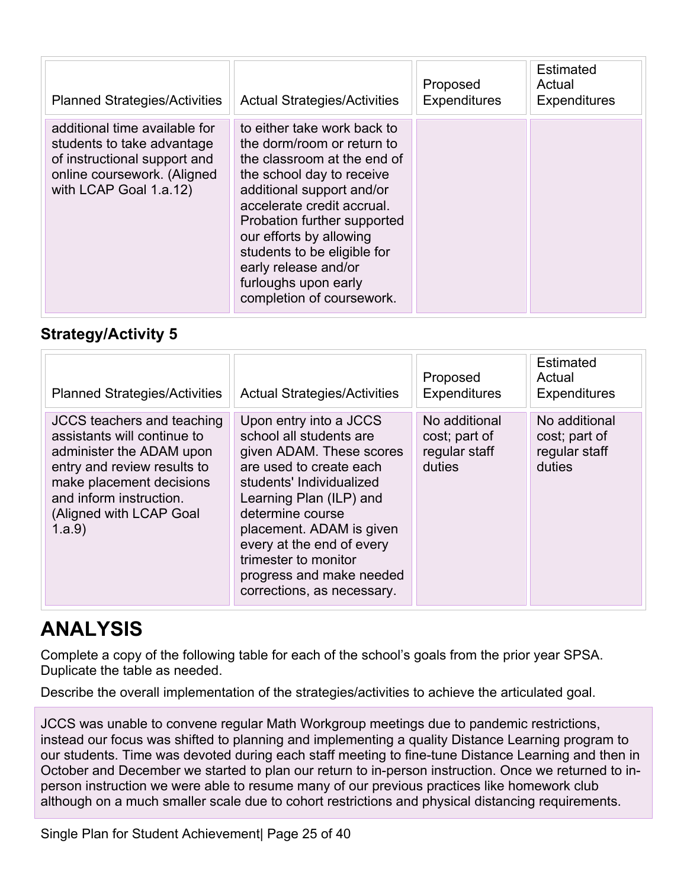| Planned Strategies/Activities | Actual Strategies/Activities | Proposed Expenditures | Estimated Actual Expenditures |
|---|---|---|---|
| additional time available for students to take advantage of instructional support and online coursework. (Aligned with LCAP Goal 1.a.12) | to either take work back to the dorm/room or return to the classroom at the end of the school day to receive additional support and/or accelerate credit accrual. Probation further supported our efforts by allowing students to be eligible for early release and/or furloughs upon early completion of coursework. | | |

### Strategy/Activity 5

| Planned Strategies/Activities | Actual Strategies/Activities | Proposed Expenditures | Estimated Actual Expenditures |
|---|---|---|---|
| JCCS teachers and teaching assistants will continue to administer the ADAM upon entry and review results to make placement decisions and inform instruction. (Aligned with LCAP Goal 1.a.9) | Upon entry into a JCCS school all students are given ADAM. These scores are used to create each students' Individualized Learning Plan (ILP) and determine course placement. ADAM is given every at the end of every trimester to monitor progress and make needed corrections, as necessary. | No additional cost; part of regular staff duties | No additional cost; part of regular staff duties |

# ANALYSIS

Complete a copy of the following table for each of the school's goals from the prior year SPSA. Duplicate the table as needed.

Describe the overall implementation of the strategies/activities to achieve the articulated goal.

JCCS was unable to convene regular Math Workgroup meetings due to pandemic restrictions, instead our focus was shifted to planning and implementing a quality Distance Learning program to our students. Time was devoted during each staff meeting to fine-tune Distance Learning and then in October and December we started to plan our return to in-person instruction. Once we returned to in-person instruction we were able to resume many of our previous practices like homework club although on a much smaller scale due to cohort restrictions and physical distancing requirements.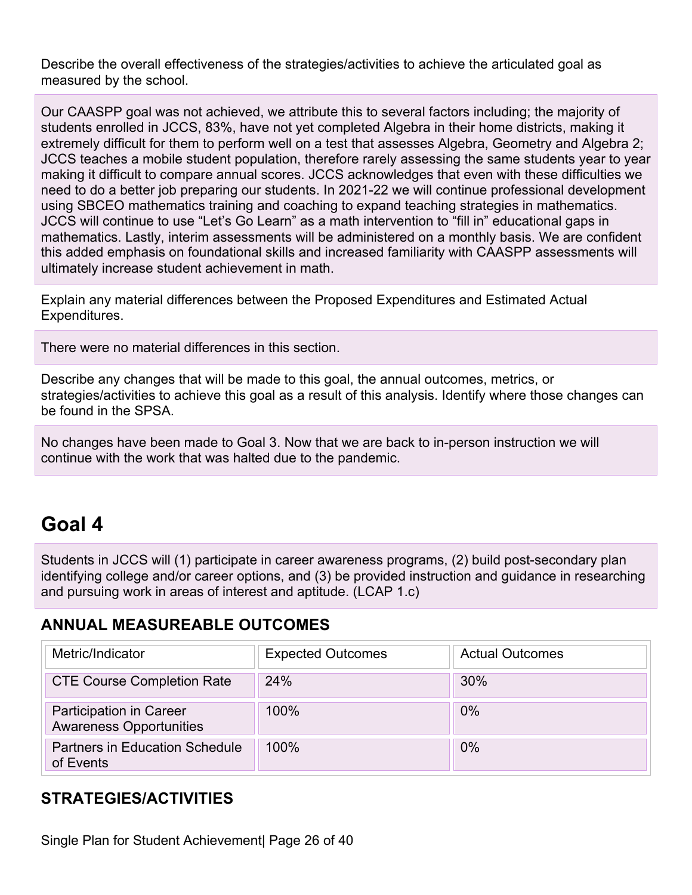Describe the overall effectiveness of the strategies/activities to achieve the articulated goal as measured by the school.

Our CAASPP goal was not achieved, we attribute this to several factors including; the majority of students enrolled in JCCS, 83%, have not yet completed Algebra in their home districts, making it extremely difficult for them to perform well on a test that assesses Algebra, Geometry and Algebra 2; JCCS teaches a mobile student population, therefore rarely assessing the same students year to year making it difficult to compare annual scores. JCCS acknowledges that even with these difficulties we need to do a better job preparing our students. In 2021-22 we will continue professional development using SBCEO mathematics training and coaching to expand teaching strategies in mathematics. JCCS will continue to use "Let's Go Learn" as a math intervention to "fill in" educational gaps in mathematics. Lastly, interim assessments will be administered on a monthly basis. We are confident this added emphasis on foundational skills and increased familiarity with CAASPP assessments will ultimately increase student achievement in math.

Explain any material differences between the Proposed Expenditures and Estimated Actual Expenditures.

There were no material differences in this section.

Describe any changes that will be made to this goal, the annual outcomes, metrics, or strategies/activities to achieve this goal as a result of this analysis. Identify where those changes can be found in the SPSA.

No changes have been made to Goal 3. Now that we are back to in-person instruction we will continue with the work that was halted due to the pandemic.

# Goal 4

Students in JCCS will (1) participate in career awareness programs, (2) build post-secondary plan identifying college and/or career options, and (3) be provided instruction and guidance in researching and pursuing work in areas of interest and aptitude. (LCAP 1.c)

## ANNUAL MEASUREABLE OUTCOMES

| Metric/Indicator | Expected Outcomes | Actual Outcomes |
| --- | --- | --- |
| CTE Course Completion Rate | 24% | 30% |
| Participation in Career Awareness Opportunities | 100% | 0% |
| Partners in Education Schedule of Events | 100% | 0% |

## STRATEGIES/ACTIVITIES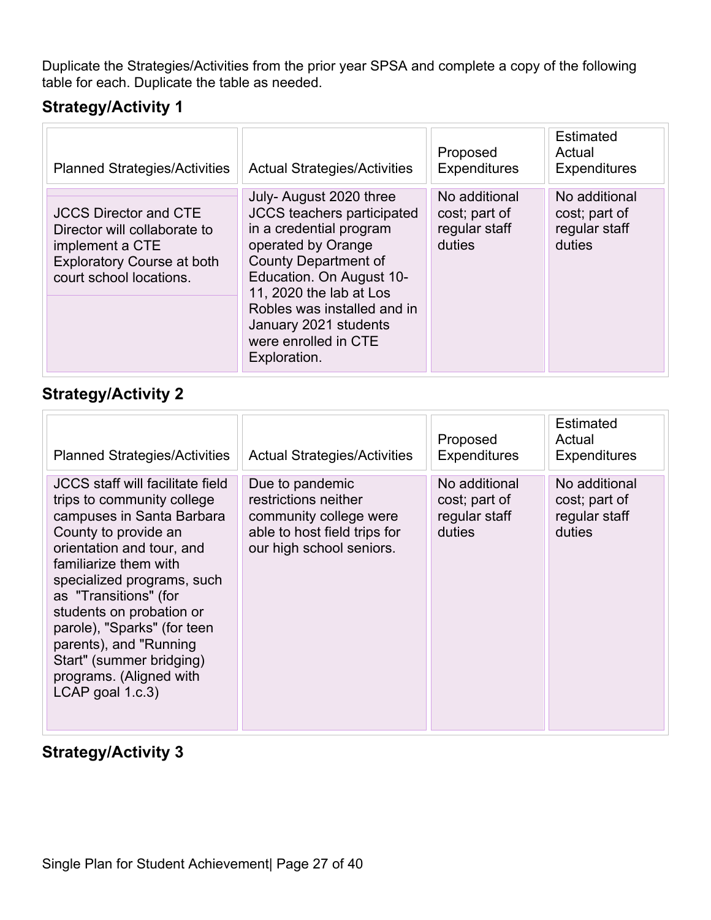Duplicate the Strategies/Activities from the prior year SPSA and complete a copy of the following table for each. Duplicate the table as needed.

## Strategy/Activity 1

| Planned Strategies/Activities | Actual Strategies/Activities | Proposed Expenditures | Estimated Actual Expenditures |
|---|---|---|---|
| JCCS Director and CTE Director will collaborate to implement a CTE Exploratory Course at both court school locations. | July- August 2020 three JCCS teachers participated in a credential program operated by Orange County Department of Education. On August 10-11, 2020 the lab at Los Robles was installed and in January 2021 students were enrolled in CTE Exploration. | No additional cost; part of regular staff duties | No additional cost; part of regular staff duties |

## Strategy/Activity 2

| Planned Strategies/Activities | Actual Strategies/Activities | Proposed Expenditures | Estimated Actual Expenditures |
|---|---|---|---|
| JCCS staff will facilitate field trips to community college campuses in Santa Barbara County to provide an orientation and tour, and familiarize them with specialized programs, such as "Transitions" (for students on probation or parole), "Sparks" (for teen parents), and "Running Start" (summer bridging) programs. (Aligned with LCAP goal 1.c.3) | Due to pandemic restrictions neither community college were able to host field trips for our high school seniors. | No additional cost; part of regular staff duties | No additional cost; part of regular staff duties |

## Strategy/Activity 3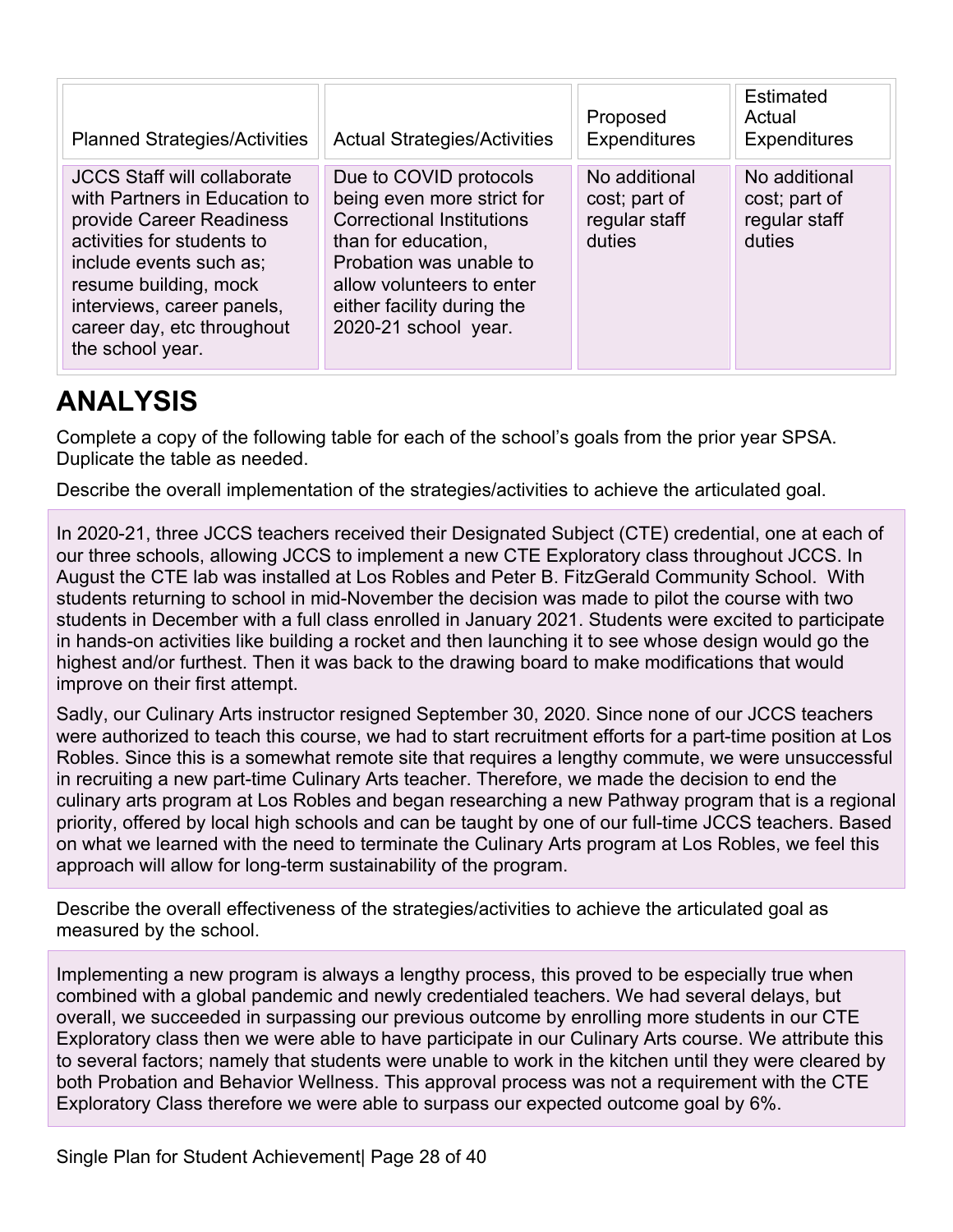| Planned Strategies/Activities | Actual Strategies/Activities | Proposed Expenditures | Estimated Actual Expenditures |
|---|---|---|---|
| JCCS Staff will collaborate with Partners in Education to provide Career Readiness activities for students to include events such as; resume building, mock interviews, career panels, career day, etc throughout the school year. | Due to COVID protocols being even more strict for Correctional Institutions than for education, Probation was unable to allow volunteers to enter either facility during the 2020-21 school year. | No additional cost; part of regular staff duties | No additional cost; part of regular staff duties |

# ANALYSIS

Complete a copy of the following table for each of the school's goals from the prior year SPSA. Duplicate the table as needed.

Describe the overall implementation of the strategies/activities to achieve the articulated goal.

In 2020-21, three JCCS teachers received their Designated Subject (CTE) credential, one at each of our three schools, allowing JCCS to implement a new CTE Exploratory class throughout JCCS. In August the CTE lab was installed at Los Robles and Peter B. FitzGerald Community School. With students returning to school in mid-November the decision was made to pilot the course with two students in December with a full class enrolled in January 2021. Students were excited to participate in hands-on activities like building a rocket and then launching it to see whose design would go the highest and/or furthest. Then it was back to the drawing board to make modifications that would improve on their first attempt.

Sadly, our Culinary Arts instructor resigned September 30, 2020. Since none of our JCCS teachers were authorized to teach this course, we had to start recruitment efforts for a part-time position at Los Robles. Since this is a somewhat remote site that requires a lengthy commute, we were unsuccessful in recruiting a new part-time Culinary Arts teacher. Therefore, we made the decision to end the culinary arts program at Los Robles and began researching a new Pathway program that is a regional priority, offered by local high schools and can be taught by one of our full-time JCCS teachers. Based on what we learned with the need to terminate the Culinary Arts program at Los Robles, we feel this approach will allow for long-term sustainability of the program.

Describe the overall effectiveness of the strategies/activities to achieve the articulated goal as measured by the school.

Implementing a new program is always a lengthy process, this proved to be especially true when combined with a global pandemic and newly credentialed teachers. We had several delays, but overall, we succeeded in surpassing our previous outcome by enrolling more students in our CTE Exploratory class then we were able to have participate in our Culinary Arts course. We attribute this to several factors; namely that students were unable to work in the kitchen until they were cleared by both Probation and Behavior Wellness. This approval process was not a requirement with the CTE Exploratory Class therefore we were able to surpass our expected outcome goal by 6%.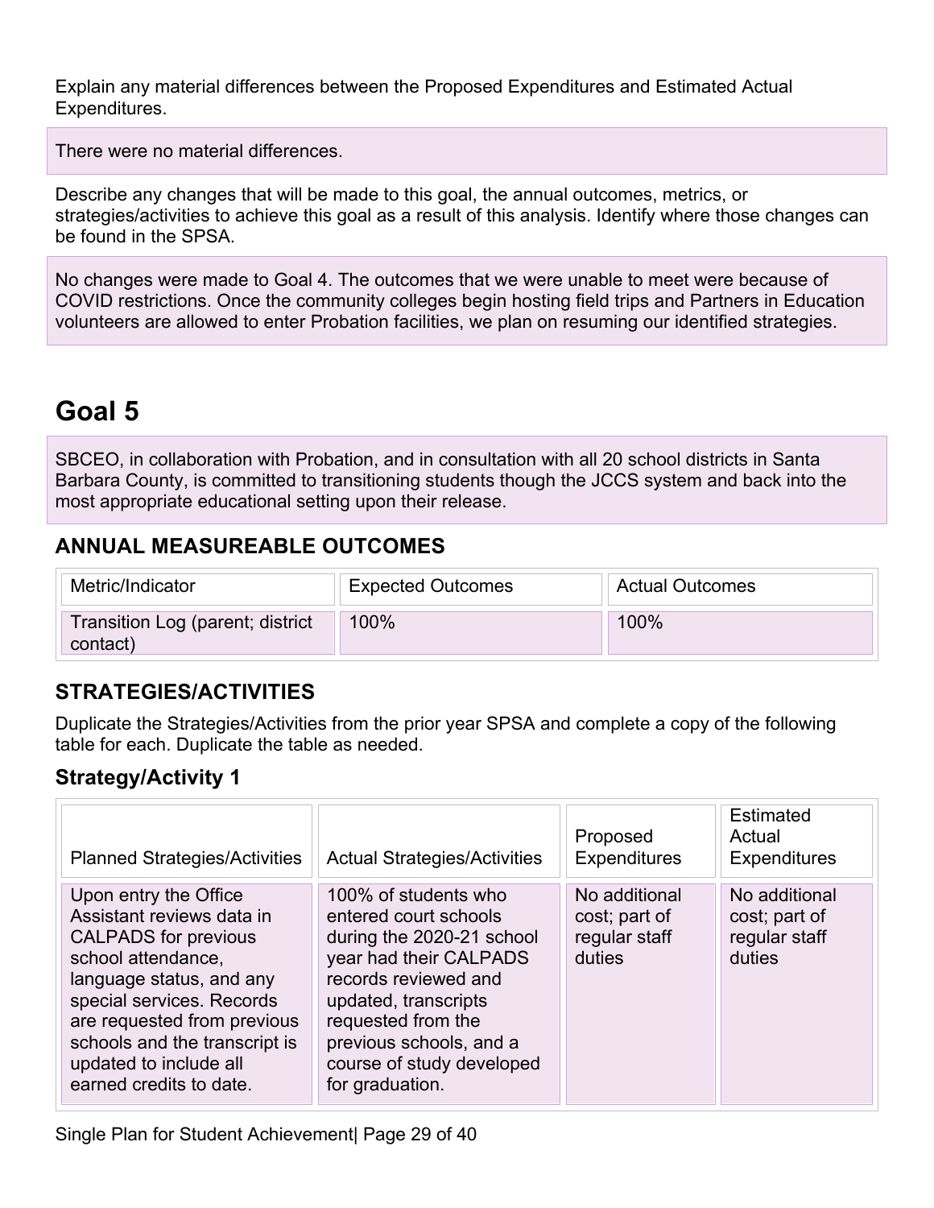Explain any material differences between the Proposed Expenditures and Estimated Actual Expenditures.

There were no material differences.

Describe any changes that will be made to this goal, the annual outcomes, metrics, or strategies/activities to achieve this goal as a result of this analysis. Identify where those changes can be found in the SPSA.

No changes were made to Goal 4. The outcomes that we were unable to meet were because of COVID restrictions. Once the community colleges begin hosting field trips and Partners in Education volunteers are allowed to enter Probation facilities, we plan on resuming our identified strategies.

# Goal 5

SBCEO, in collaboration with Probation, and in consultation with all 20 school districts in Santa Barbara County, is committed to transitioning students though the JCCS system and back into the most appropriate educational setting upon their release.

## ANNUAL MEASUREABLE OUTCOMES

| Metric/Indicator | Expected Outcomes | Actual Outcomes |
|---|---|---|
| Transition Log (parent; district contact) | 100% | 100% |

## STRATEGIES/ACTIVITIES

Duplicate the Strategies/Activities from the prior year SPSA and complete a copy of the following table for each. Duplicate the table as needed.

### Strategy/Activity 1

| Planned Strategies/Activities | Actual Strategies/Activities | Proposed Expenditures | Estimated Actual Expenditures |
|---|---|---|---|
| Upon entry the Office Assistant reviews data in CALPADS for previous school attendance, language status, and any special services. Records are requested from previous schools and the transcript is updated to include all earned credits to date. | 100% of students who entered court schools during the 2020-21 school year had their CALPADS records reviewed and updated, transcripts requested from the previous schools, and a course of study developed for graduation. | No additional cost; part of regular staff duties | No additional cost; part of regular staff duties |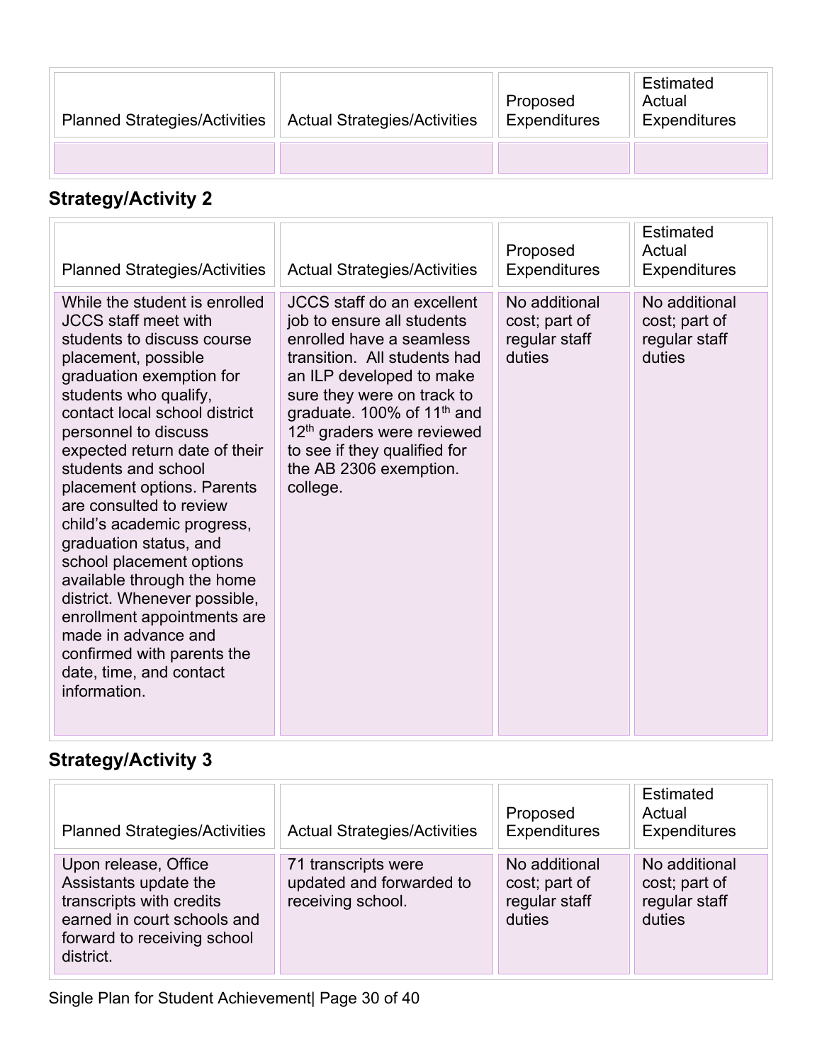| Planned Strategies/Activities | Actual Strategies/Activities | Proposed Expenditures | Estimated Actual Expenditures |
|---|---|---|---|
| | | | |

## Strategy/Activity 2

| Planned Strategies/Activities | Actual Strategies/Activities | Proposed Expenditures | Estimated Actual Expenditures |
|---|---|---|---|
| While the student is enrolled JCCS staff meet with students to discuss course placement, possible graduation exemption for students who qualify, contact local school district personnel to discuss expected return date of their students and school placement options. Parents are consulted to review child's academic progress, graduation status, and school placement options available through the home district. Whenever possible, enrollment appointments are made in advance and confirmed with parents the date, time, and contact information. | JCCS staff do an excellent job to ensure all students enrolled have a seamless transition. All students had an ILP developed to make sure they were on track to graduate. 100% of 11th and 12th graders were reviewed to see if they qualified for the AB 2306 exemption. college. | No additional cost; part of regular staff duties | No additional cost; part of regular staff duties |

## Strategy/Activity 3

| Planned Strategies/Activities | Actual Strategies/Activities | Proposed Expenditures | Estimated Actual Expenditures |
|---|---|---|---|
| Upon release, Office Assistants update the transcripts with credits earned in court schools and forward to receiving school district. | 71 transcripts were updated and forwarded to receiving school. | No additional cost; part of regular staff duties | No additional cost; part of regular staff duties |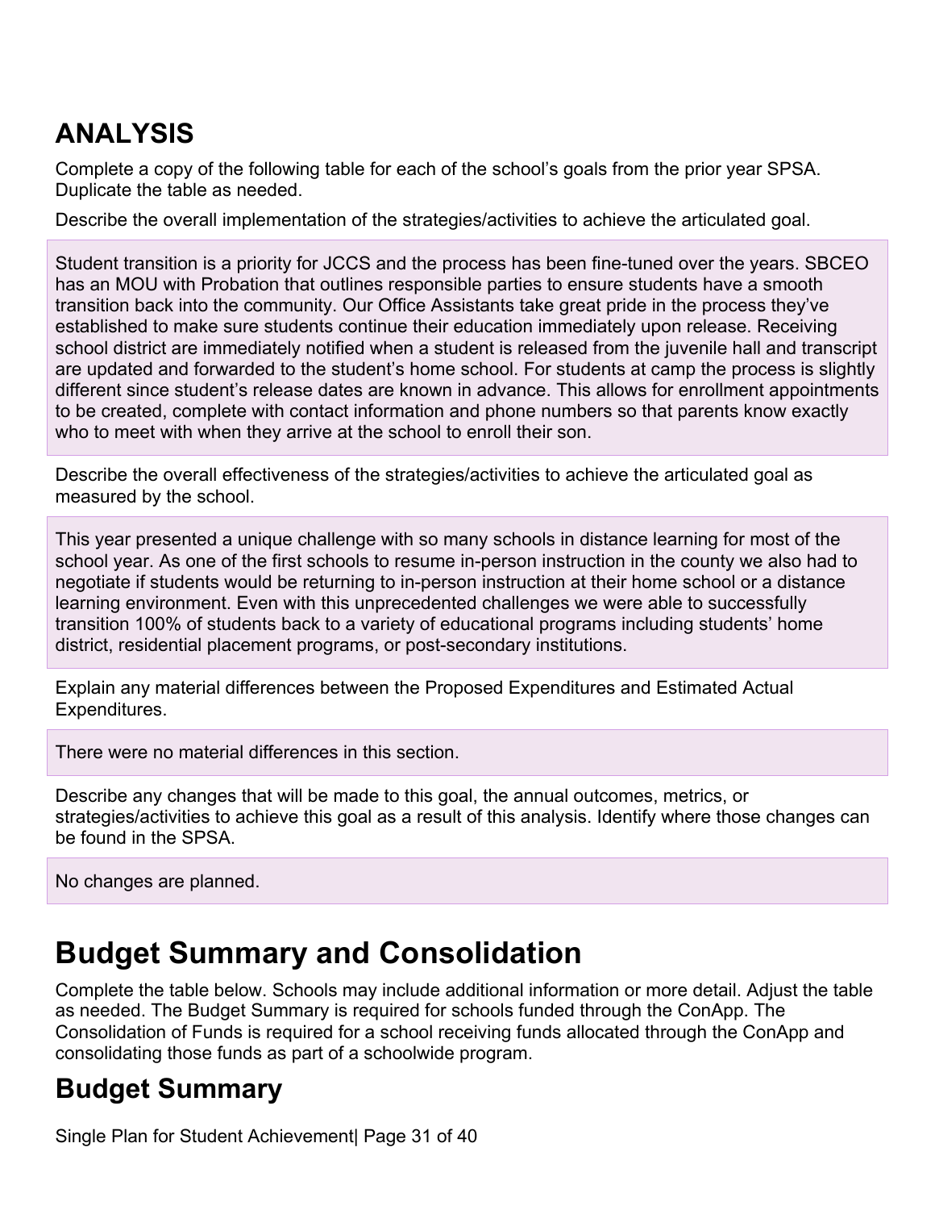## ANALYSIS

Complete a copy of the following table for each of the school's goals from the prior year SPSA. Duplicate the table as needed.

Describe the overall implementation of the strategies/activities to achieve the articulated goal.

Student transition is a priority for JCCS and the process has been fine-tuned over the years. SBCEO has an MOU with Probation that outlines responsible parties to ensure students have a smooth transition back into the community. Our Office Assistants take great pride in the process they've established to make sure students continue their education immediately upon release. Receiving school district are immediately notified when a student is released from the juvenile hall and transcript are updated and forwarded to the student's home school. For students at camp the process is slightly different since student's release dates are known in advance. This allows for enrollment appointments to be created, complete with contact information and phone numbers so that parents know exactly who to meet with when they arrive at the school to enroll their son.

Describe the overall effectiveness of the strategies/activities to achieve the articulated goal as measured by the school.

This year presented a unique challenge with so many schools in distance learning for most of the school year. As one of the first schools to resume in-person instruction in the county we also had to negotiate if students would be returning to in-person instruction at their home school or a distance learning environment. Even with this unprecedented challenges we were able to successfully transition 100% of students back to a variety of educational programs including students' home district, residential placement programs, or post-secondary institutions.

Explain any material differences between the Proposed Expenditures and Estimated Actual Expenditures.

There were no material differences in this section.

Describe any changes that will be made to this goal, the annual outcomes, metrics, or strategies/activities to achieve this goal as a result of this analysis. Identify where those changes can be found in the SPSA.

No changes are planned.

# Budget Summary and Consolidation

Complete the table below. Schools may include additional information or more detail. Adjust the table as needed. The Budget Summary is required for schools funded through the ConApp. The Consolidation of Funds is required for a school receiving funds allocated through the ConApp and consolidating those funds as part of a schoolwide program.

## Budget Summary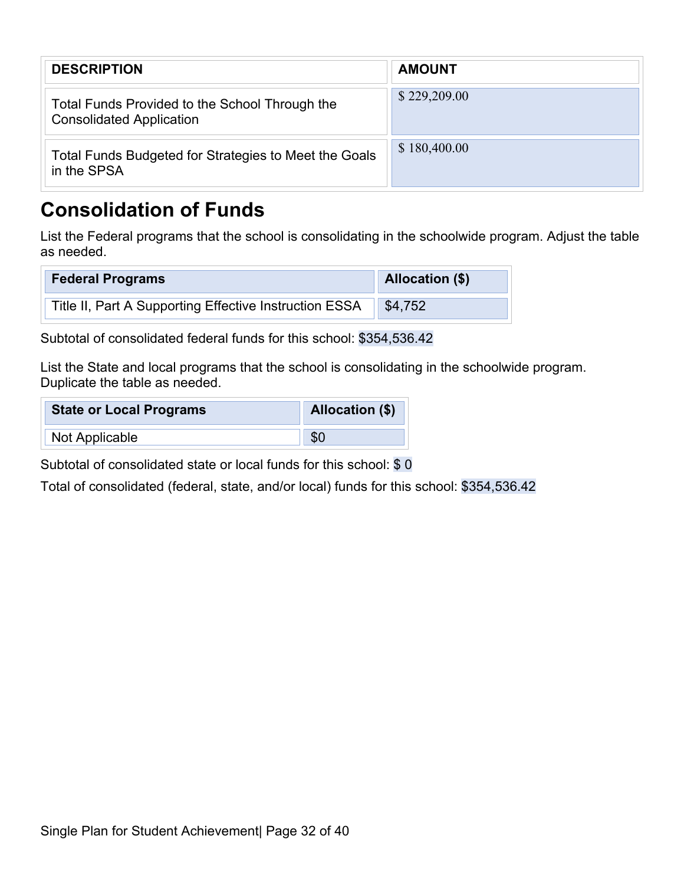| DESCRIPTION | AMOUNT |
| --- | --- |
| Total Funds Provided to the School Through the Consolidated Application | $ 229,209.00 |
| Total Funds Budgeted for Strategies to Meet the Goals in the SPSA | $ 180,400.00 |

## Consolidation of Funds

List the Federal programs that the school is consolidating in the schoolwide program. Adjust the table as needed.

| Federal Programs | Allocation ($) |
| --- | --- |
| Title II, Part A Supporting Effective Instruction ESSA | $4,752 |

Subtotal of consolidated federal funds for this school: $354,536.42

List the State and local programs that the school is consolidating in the schoolwide program. Duplicate the table as needed.

| State or Local Programs | Allocation ($) |
| --- | --- |
| Not Applicable | $0 |

Subtotal of consolidated state or local funds for this school: $ 0

Total of consolidated (federal, state, and/or local) funds for this school: $354,536.42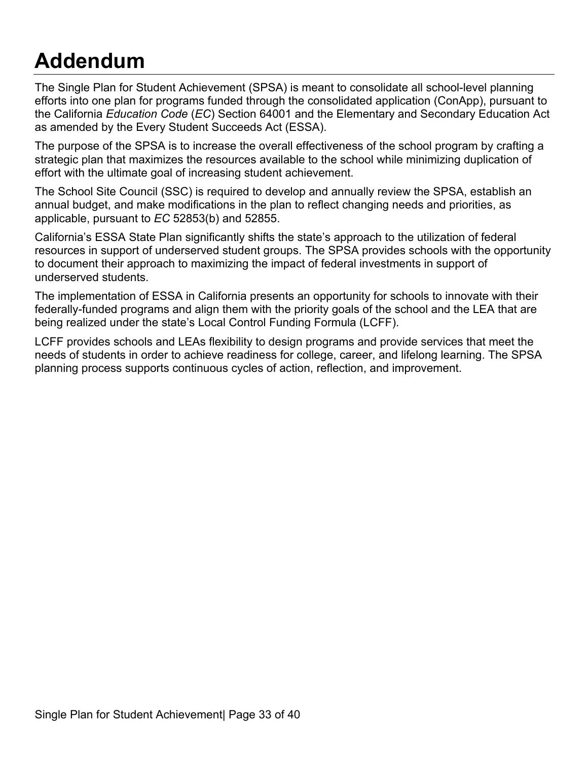# Addendum

The Single Plan for Student Achievement (SPSA) is meant to consolidate all school-level planning efforts into one plan for programs funded through the consolidated application (ConApp), pursuant to the California *Education Code* (*EC*) Section 64001 and the Elementary and Secondary Education Act as amended by the Every Student Succeeds Act (ESSA).

The purpose of the SPSA is to increase the overall effectiveness of the school program by crafting a strategic plan that maximizes the resources available to the school while minimizing duplication of effort with the ultimate goal of increasing student achievement.

The School Site Council (SSC) is required to develop and annually review the SPSA, establish an annual budget, and make modifications in the plan to reflect changing needs and priorities, as applicable, pursuant to *EC* 52853(b) and 52855.

California's ESSA State Plan significantly shifts the state's approach to the utilization of federal resources in support of underserved student groups. The SPSA provides schools with the opportunity to document their approach to maximizing the impact of federal investments in support of underserved students.

The implementation of ESSA in California presents an opportunity for schools to innovate with their federally-funded programs and align them with the priority goals of the school and the LEA that are being realized under the state's Local Control Funding Formula (LCFF).

LCFF provides schools and LEAs flexibility to design programs and provide services that meet the needs of students in order to achieve readiness for college, career, and lifelong learning. The SPSA planning process supports continuous cycles of action, reflection, and improvement.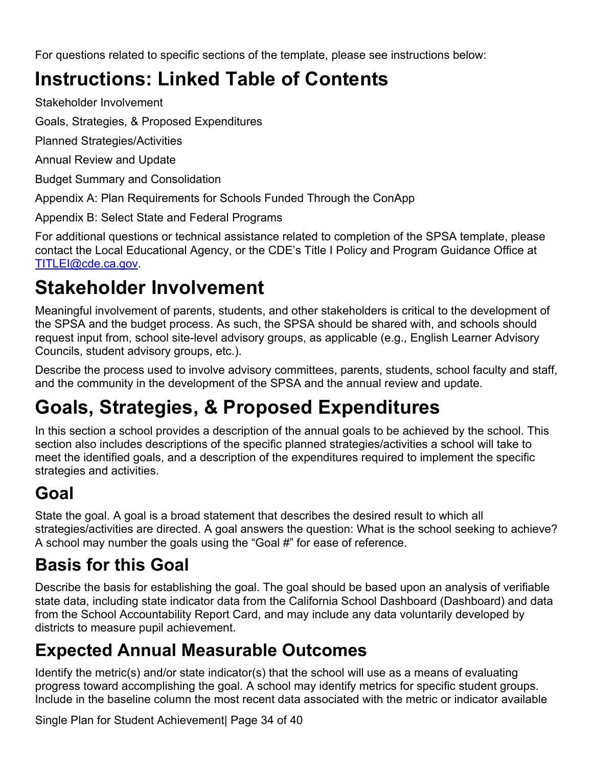For questions related to specific sections of the template, please see instructions below:

# Instructions: Linked Table of Contents

Stakeholder Involvement

Goals, Strategies, & Proposed Expenditures

Planned Strategies/Activities

Annual Review and Update

Budget Summary and Consolidation

Appendix A: Plan Requirements for Schools Funded Through the ConApp

Appendix B: Select State and Federal Programs

For additional questions or technical assistance related to completion of the SPSA template, please contact the Local Educational Agency, or the CDE's Title I Policy and Program Guidance Office at [TITLEI@cde.ca.gov](mailto:TITLEI@cde.ca.gov).

# Stakeholder Involvement

Meaningful involvement of parents, students, and other stakeholders is critical to the development of the SPSA and the budget process. As such, the SPSA should be shared with, and schools should request input from, school site-level advisory groups, as applicable (e.g., English Learner Advisory Councils, student advisory groups, etc.).

Describe the process used to involve advisory committees, parents, students, school faculty and staff, and the community in the development of the SPSA and the annual review and update.

# Goals, Strategies, & Proposed Expenditures

In this section a school provides a description of the annual goals to be achieved by the school. This section also includes descriptions of the specific planned strategies/activities a school will take to meet the identified goals, and a description of the expenditures required to implement the specific strategies and activities.

## Goal

State the goal. A goal is a broad statement that describes the desired result to which all strategies/activities are directed. A goal answers the question: What is the school seeking to achieve? A school may number the goals using the "Goal #" for ease of reference.

## Basis for this Goal

Describe the basis for establishing the goal. The goal should be based upon an analysis of verifiable state data, including state indicator data from the California School Dashboard (Dashboard) and data from the School Accountability Report Card, and may include any data voluntarily developed by districts to measure pupil achievement.

## Expected Annual Measurable Outcomes

Identify the metric(s) and/or state indicator(s) that the school will use as a means of evaluating progress toward accomplishing the goal. A school may identify metrics for specific student groups. Include in the baseline column the most recent data associated with the metric or indicator available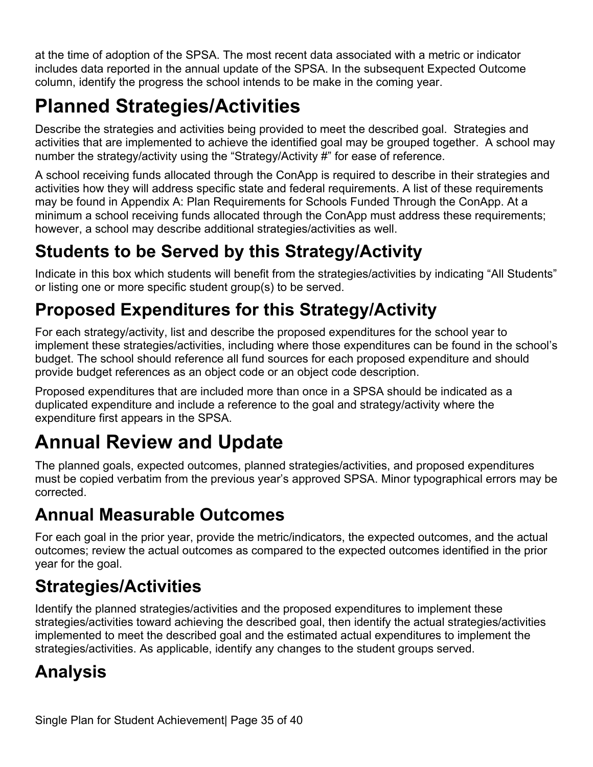at the time of adoption of the SPSA. The most recent data associated with a metric or indicator includes data reported in the annual update of the SPSA. In the subsequent Expected Outcome column, identify the progress the school intends to be make in the coming year.

# Planned Strategies/Activities

Describe the strategies and activities being provided to meet the described goal. Strategies and activities that are implemented to achieve the identified goal may be grouped together. A school may number the strategy/activity using the "Strategy/Activity #" for ease of reference.

A school receiving funds allocated through the ConApp is required to describe in their strategies and activities how they will address specific state and federal requirements. A list of these requirements may be found in Appendix A: Plan Requirements for Schools Funded Through the ConApp. At a minimum a school receiving funds allocated through the ConApp must address these requirements; however, a school may describe additional strategies/activities as well.

## Students to be Served by this Strategy/Activity

Indicate in this box which students will benefit from the strategies/activities by indicating "All Students" or listing one or more specific student group(s) to be served.

## Proposed Expenditures for this Strategy/Activity

For each strategy/activity, list and describe the proposed expenditures for the school year to implement these strategies/activities, including where those expenditures can be found in the school's budget. The school should reference all fund sources for each proposed expenditure and should provide budget references as an object code or an object code description.

Proposed expenditures that are included more than once in a SPSA should be indicated as a duplicated expenditure and include a reference to the goal and strategy/activity where the expenditure first appears in the SPSA.

# Annual Review and Update

The planned goals, expected outcomes, planned strategies/activities, and proposed expenditures must be copied verbatim from the previous year's approved SPSA. Minor typographical errors may be corrected.

## Annual Measurable Outcomes

For each goal in the prior year, provide the metric/indicators, the expected outcomes, and the actual outcomes; review the actual outcomes as compared to the expected outcomes identified in the prior year for the goal.

## Strategies/Activities

Identify the planned strategies/activities and the proposed expenditures to implement these strategies/activities toward achieving the described goal, then identify the actual strategies/activities implemented to meet the described goal and the estimated actual expenditures to implement the strategies/activities. As applicable, identify any changes to the student groups served.

## Analysis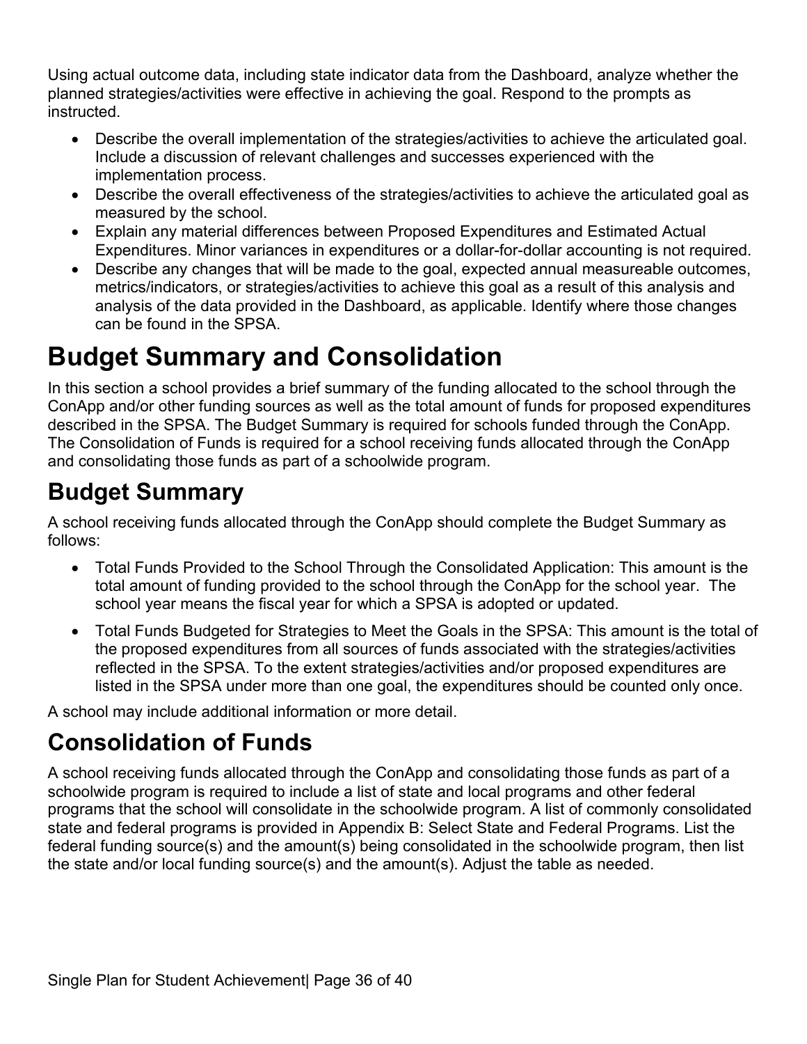Using actual outcome data, including state indicator data from the Dashboard, analyze whether the planned strategies/activities were effective in achieving the goal. Respond to the prompts as instructed.

- Describe the overall implementation of the strategies/activities to achieve the articulated goal. Include a discussion of relevant challenges and successes experienced with the implementation process.
- Describe the overall effectiveness of the strategies/activities to achieve the articulated goal as measured by the school.
- Explain any material differences between Proposed Expenditures and Estimated Actual Expenditures. Minor variances in expenditures or a dollar-for-dollar accounting is not required.
- Describe any changes that will be made to the goal, expected annual measureable outcomes, metrics/indicators, or strategies/activities to achieve this goal as a result of this analysis and analysis of the data provided in the Dashboard, as applicable. Identify where those changes can be found in the SPSA.

# Budget Summary and Consolidation

In this section a school provides a brief summary of the funding allocated to the school through the ConApp and/or other funding sources as well as the total amount of funds for proposed expenditures described in the SPSA. The Budget Summary is required for schools funded through the ConApp. The Consolidation of Funds is required for a school receiving funds allocated through the ConApp and consolidating those funds as part of a schoolwide program.

## Budget Summary

A school receiving funds allocated through the ConApp should complete the Budget Summary as follows:

- Total Funds Provided to the School Through the Consolidated Application: This amount is the total amount of funding provided to the school through the ConApp for the school year. The school year means the fiscal year for which a SPSA is adopted or updated.
- Total Funds Budgeted for Strategies to Meet the Goals in the SPSA: This amount is the total of the proposed expenditures from all sources of funds associated with the strategies/activities reflected in the SPSA. To the extent strategies/activities and/or proposed expenditures are listed in the SPSA under more than one goal, the expenditures should be counted only once.

A school may include additional information or more detail.

## Consolidation of Funds

A school receiving funds allocated through the ConApp and consolidating those funds as part of a schoolwide program is required to include a list of state and local programs and other federal programs that the school will consolidate in the schoolwide program. A list of commonly consolidated state and federal programs is provided in Appendix B: Select State and Federal Programs. List the federal funding source(s) and the amount(s) being consolidated in the schoolwide program, then list the state and/or local funding source(s) and the amount(s). Adjust the table as needed.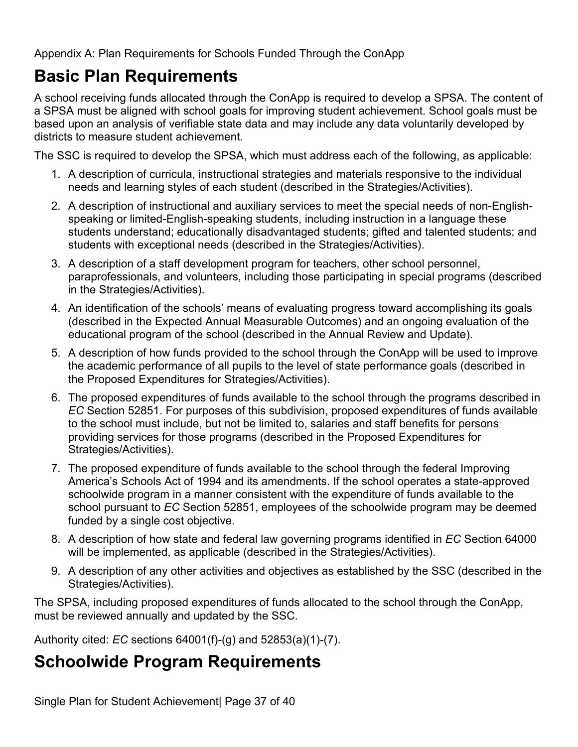Appendix A: Plan Requirements for Schools Funded Through the ConApp

## Basic Plan Requirements

A school receiving funds allocated through the ConApp is required to develop a SPSA. The content of a SPSA must be aligned with school goals for improving student achievement. School goals must be based upon an analysis of verifiable state data and may include any data voluntarily developed by districts to measure student achievement.

The SSC is required to develop the SPSA, which must address each of the following, as applicable:

1. A description of curricula, instructional strategies and materials responsive to the individual needs and learning styles of each student (described in the Strategies/Activities).
2. A description of instructional and auxiliary services to meet the special needs of non-English-speaking or limited-English-speaking students, including instruction in a language these students understand; educationally disadvantaged students; gifted and talented students; and students with exceptional needs (described in the Strategies/Activities).
3. A description of a staff development program for teachers, other school personnel, paraprofessionals, and volunteers, including those participating in special programs (described in the Strategies/Activities).
4. An identification of the schools' means of evaluating progress toward accomplishing its goals (described in the Expected Annual Measurable Outcomes) and an ongoing evaluation of the educational program of the school (described in the Annual Review and Update).
5. A description of how funds provided to the school through the ConApp will be used to improve the academic performance of all pupils to the level of state performance goals (described in the Proposed Expenditures for Strategies/Activities).
6. The proposed expenditures of funds available to the school through the programs described in *EC* Section 52851. For purposes of this subdivision, proposed expenditures of funds available to the school must include, but not be limited to, salaries and staff benefits for persons providing services for those programs (described in the Proposed Expenditures for Strategies/Activities).
7. The proposed expenditure of funds available to the school through the federal Improving America's Schools Act of 1994 and its amendments. If the school operates a state-approved schoolwide program in a manner consistent with the expenditure of funds available to the school pursuant to *EC* Section 52851, employees of the schoolwide program may be deemed funded by a single cost objective.
8. A description of how state and federal law governing programs identified in *EC* Section 64000 will be implemented, as applicable (described in the Strategies/Activities).
9. A description of any other activities and objectives as established by the SSC (described in the Strategies/Activities).

The SPSA, including proposed expenditures of funds allocated to the school through the ConApp, must be reviewed annually and updated by the SSC.

Authority cited: *EC* sections 64001(f)-(g) and 52853(a)(1)-(7).

## Schoolwide Program Requirements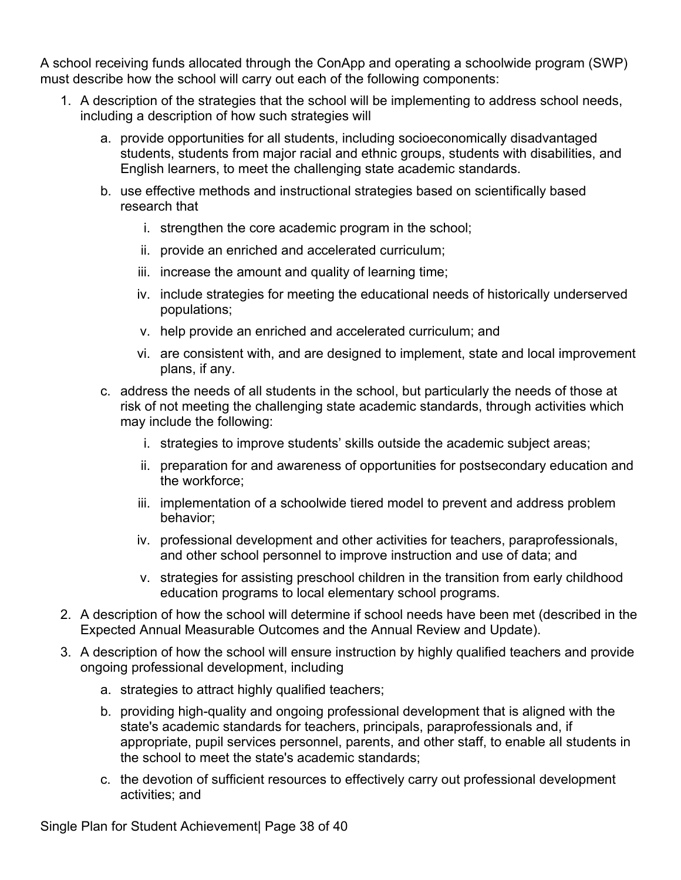A school receiving funds allocated through the ConApp and operating a schoolwide program (SWP) must describe how the school will carry out each of the following components:

1. A description of the strategies that the school will be implementing to address school needs, including a description of how such strategies will
    a. provide opportunities for all students, including socioeconomically disadvantaged students, students from major racial and ethnic groups, students with disabilities, and English learners, to meet the challenging state academic standards.
    b. use effective methods and instructional strategies based on scientifically based research that
        i. strengthen the core academic program in the school;
        ii. provide an enriched and accelerated curriculum;
        iii. increase the amount and quality of learning time;
        iv. include strategies for meeting the educational needs of historically underserved populations;
        v. help provide an enriched and accelerated curriculum; and
        vi. are consistent with, and are designed to implement, state and local improvement plans, if any.
    c. address the needs of all students in the school, but particularly the needs of those at risk of not meeting the challenging state academic standards, through activities which may include the following:
        i. strategies to improve students' skills outside the academic subject areas;
        ii. preparation for and awareness of opportunities for postsecondary education and the workforce;
        iii. implementation of a schoolwide tiered model to prevent and address problem behavior;
        iv. professional development and other activities for teachers, paraprofessionals, and other school personnel to improve instruction and use of data; and
        v. strategies for assisting preschool children in the transition from early childhood education programs to local elementary school programs.
2. A description of how the school will determine if school needs have been met (described in the Expected Annual Measurable Outcomes and the Annual Review and Update).
3. A description of how the school will ensure instruction by highly qualified teachers and provide ongoing professional development, including
    a. strategies to attract highly qualified teachers;
    b. providing high-quality and ongoing professional development that is aligned with the state's academic standards for teachers, principals, paraprofessionals and, if appropriate, pupil services personnel, parents, and other staff, to enable all students in the school to meet the state's academic standards;
    c. the devotion of sufficient resources to effectively carry out professional development activities; and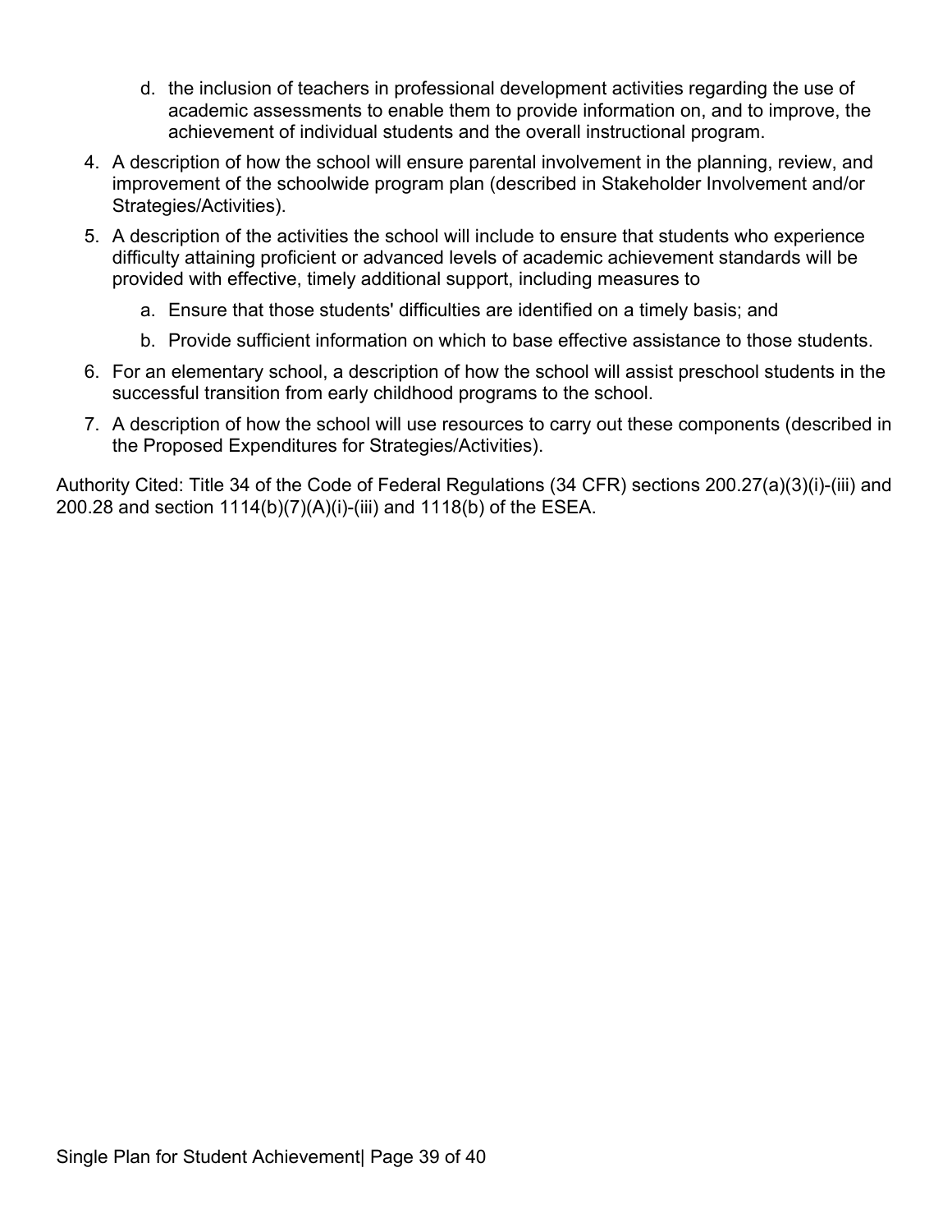d. the inclusion of teachers in professional development activities regarding the use of academic assessments to enable them to provide information on, and to improve, the achievement of individual students and the overall instructional program.

4. A description of how the school will ensure parental involvement in the planning, review, and improvement of the schoolwide program plan (described in Stakeholder Involvement and/or Strategies/Activities).
5. A description of the activities the school will include to ensure that students who experience difficulty attaining proficient or advanced levels of academic achievement standards will be provided with effective, timely additional support, including measures to
   a. Ensure that those students' difficulties are identified on a timely basis; and
   b. Provide sufficient information on which to base effective assistance to those students.
6. For an elementary school, a description of how the school will assist preschool students in the successful transition from early childhood programs to the school.
7. A description of how the school will use resources to carry out these components (described in the Proposed Expenditures for Strategies/Activities).

Authority Cited: Title 34 of the Code of Federal Regulations (34 CFR) sections 200.27(a)(3)(i)-(iii) and 200.28 and section 1114(b)(7)(A)(i)-(iii) and 1118(b) of the ESEA.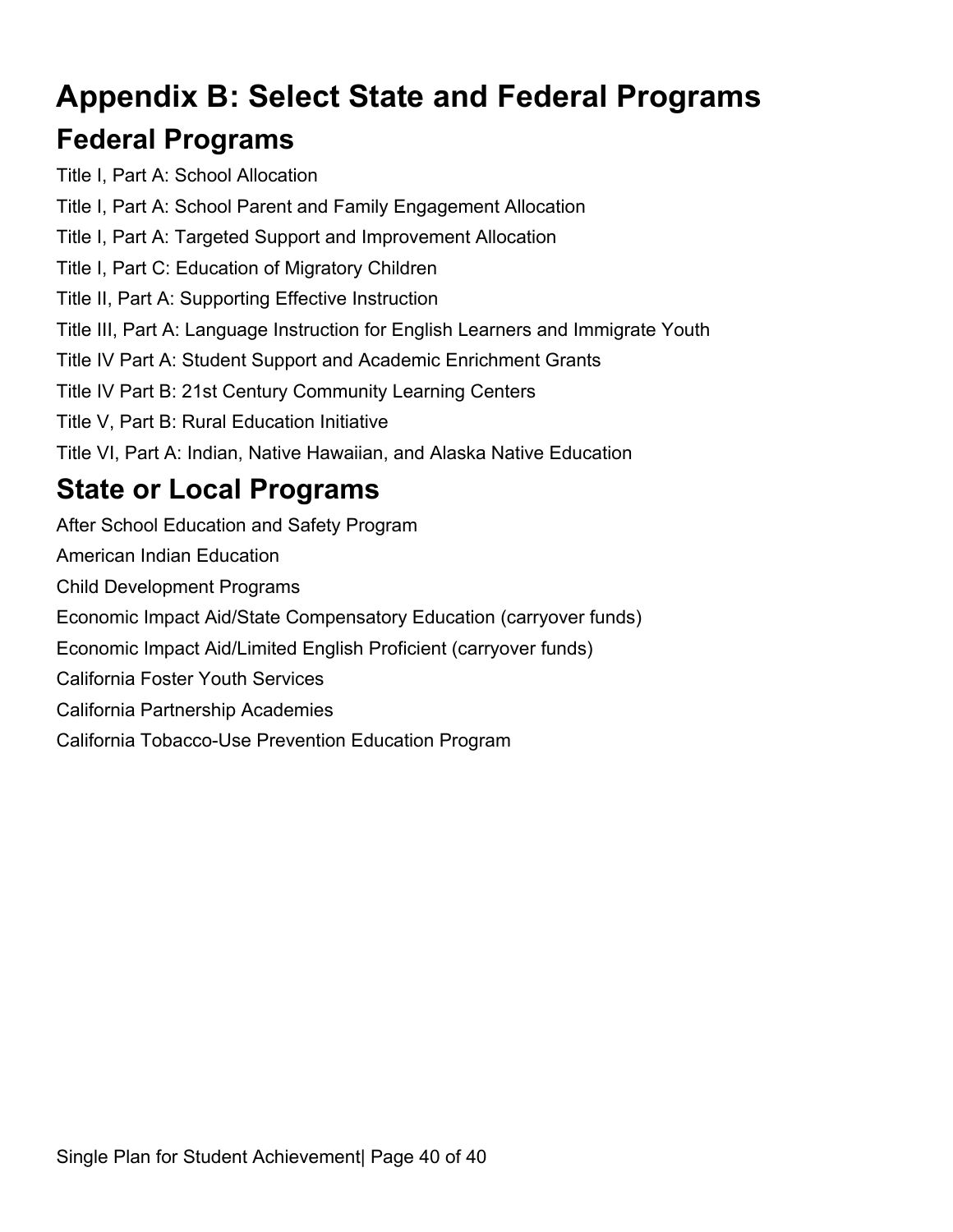# Appendix B: Select State and Federal Programs

## Federal Programs

Title I, Part A: School Allocation

Title I, Part A: School Parent and Family Engagement Allocation

Title I, Part A: Targeted Support and Improvement Allocation

Title I, Part C: Education of Migratory Children

Title II, Part A: Supporting Effective Instruction

Title III, Part A: Language Instruction for English Learners and Immigrate Youth

Title IV Part A: Student Support and Academic Enrichment Grants

Title IV Part B: 21st Century Community Learning Centers

Title V, Part B: Rural Education Initiative

Title VI, Part A: Indian, Native Hawaiian, and Alaska Native Education

## State or Local Programs

After School Education and Safety Program

American Indian Education

Child Development Programs

Economic Impact Aid/State Compensatory Education (carryover funds)

Economic Impact Aid/Limited English Proficient (carryover funds)

California Foster Youth Services

California Partnership Academies

California Tobacco-Use Prevention Education Program